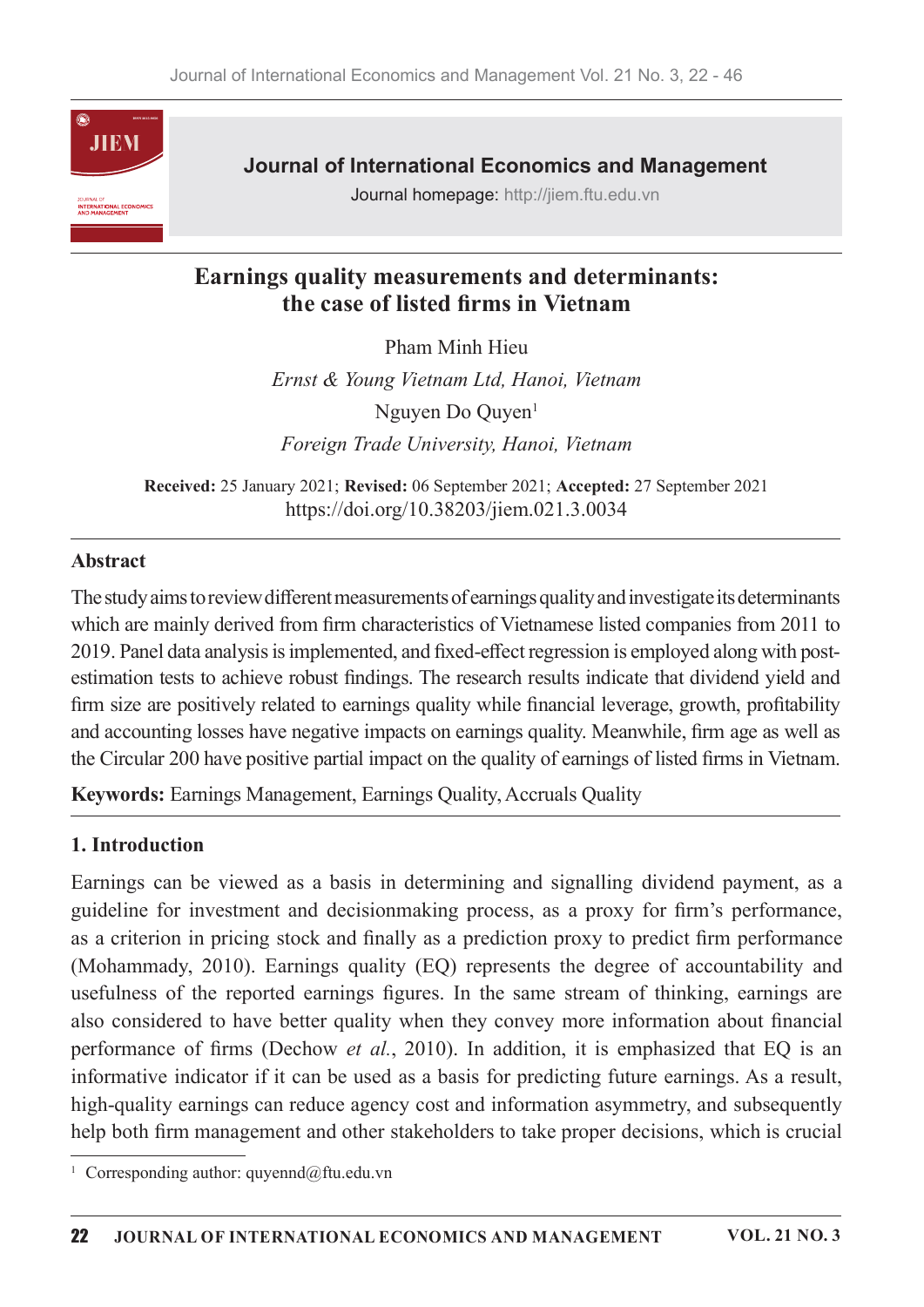Journal of International Economics and Management

Journal homepage: http://jiem.ftu.edu.vn

# Earnings quality measurements and determinants: the case of listed firms in Vietnam

Pham Minh Hieu

*Ernst & Young Vietnam Ltd, Hanoi, Vietnam*

Nguyen Do Quyen[1]

*Foreign Trade University, Hanoi, Vietnam*

**Received:** 25 January 2021; **Revised:** 06 September 2021; **Accepted:** 27 September 2021
https://doi.org/10.38203/jiem.021.3.0034

## Abstract

The study aims to review different measurements of earnings quality and investigate its determinants which are mainly derived from firm characteristics of Vietnamese listed companies from 2011 to 2019. Panel data analysis is implemented, and fixed-effect regression is employed along with post-estimation tests to achieve robust findings. The research results indicate that dividend yield and firm size are positively related to earnings quality while financial leverage, growth, profitability and accounting losses have negative impacts on earnings quality. Meanwhile, firm age as well as the Circular 200 have positive partial impact on the quality of earnings of listed firms in Vietnam.

**Keywords:** Earnings Management, Earnings Quality, Accruals Quality

## 1. Introduction

Earnings can be viewed as a basis in determining and signalling dividend payment, as a guideline for investment and decisionmaking process, as a proxy for firm's performance, as a criterion in pricing stock and finally as a prediction proxy to predict firm performance (Mohammady, 2010). Earnings quality (EQ) represents the degree of accountability and usefulness of the reported earnings figures. In the same stream of thinking, earnings are also considered to have better quality when they convey more information about financial performance of firms (Dechow *et al.*, 2010). In addition, it is emphasized that EQ is an informative indicator if it can be used as a basis for predicting future earnings. As a result, high-quality earnings can reduce agency cost and information asymmetry, and subsequently help both firm management and other stakeholders to take proper decisions, which is crucial

[1] Corresponding author: quyennd@ftu.edu.vn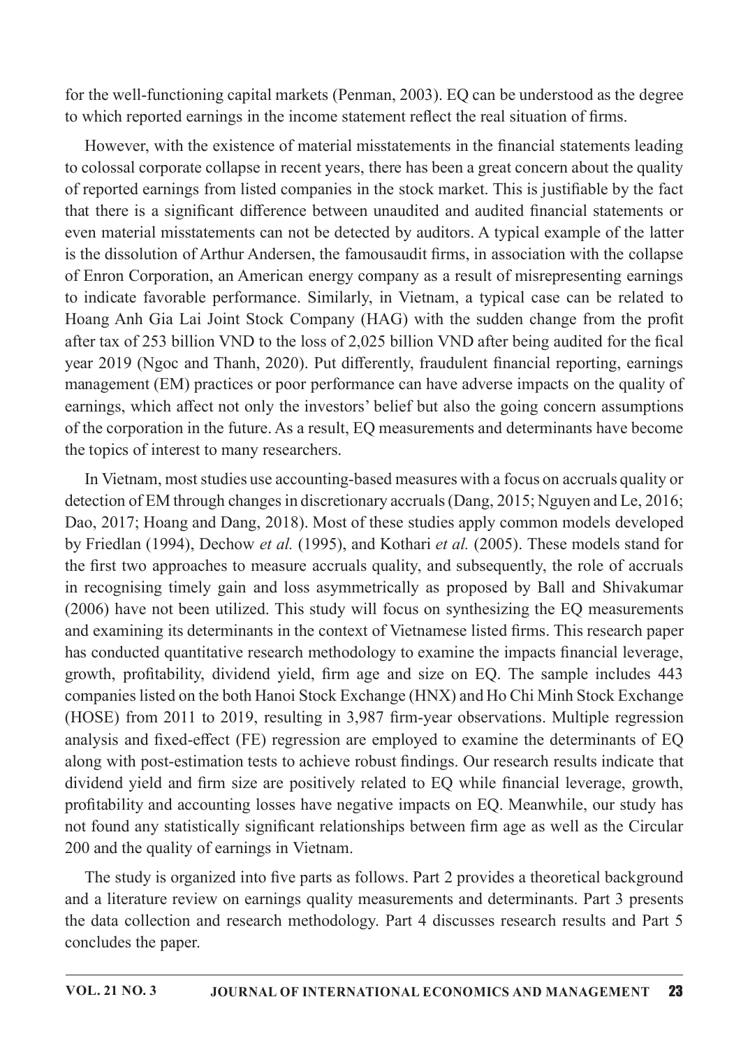for the well-functioning capital markets (Penman, 2003). EQ can be understood as the degree to which reported earnings in the income statement reflect the real situation of firms.

However, with the existence of material misstatements in the financial statements leading to colossal corporate collapse in recent years, there has been a great concern about the quality of reported earnings from listed companies in the stock market. This is justifiable by the fact that there is a significant difference between unaudited and audited financial statements or even material misstatements can not be detected by auditors. A typical example of the latter is the dissolution of Arthur Andersen, the famousaudit firms, in association with the collapse of Enron Corporation, an American energy company as a result of misrepresenting earnings to indicate favorable performance. Similarly, in Vietnam, a typical case can be related to Hoang Anh Gia Lai Joint Stock Company (HAG) with the sudden change from the profit after tax of 253 billion VND to the loss of 2,025 billion VND after being audited for the fical year 2019 (Ngoc and Thanh, 2020). Put differently, fraudulent financial reporting, earnings management (EM) practices or poor performance can have adverse impacts on the quality of earnings, which affect not only the investors' belief but also the going concern assumptions of the corporation in the future. As a result, EQ measurements and determinants have become the topics of interest to many researchers.

In Vietnam, most studies use accounting-based measures with a focus on accruals quality or detection of EM through changes in discretionary accruals (Dang, 2015; Nguyen and Le, 2016; Dao, 2017; Hoang and Dang, 2018). Most of these studies apply common models developed by Friedlan (1994), Dechow *et al.* (1995), and Kothari *et al.* (2005). These models stand for the first two approaches to measure accruals quality, and subsequently, the role of accruals in recognising timely gain and loss asymmetrically as proposed by Ball and Shivakumar (2006) have not been utilized. This study will focus on synthesizing the EQ measurements and examining its determinants in the context of Vietnamese listed firms. This research paper has conducted quantitative research methodology to examine the impacts financial leverage, growth, profitability, dividend yield, firm age and size on EQ. The sample includes 443 companies listed on the both Hanoi Stock Exchange (HNX) and Ho Chi Minh Stock Exchange (HOSE) from 2011 to 2019, resulting in 3,987 firm-year observations. Multiple regression analysis and fixed-effect (FE) regression are employed to examine the determinants of EQ along with post-estimation tests to achieve robust findings. Our research results indicate that dividend yield and firm size are positively related to EQ while financial leverage, growth, profitability and accounting losses have negative impacts on EQ. Meanwhile, our study has not found any statistically significant relationships between firm age as well as the Circular 200 and the quality of earnings in Vietnam.

The study is organized into five parts as follows. Part 2 provides a theoretical background and a literature review on earnings quality measurements and determinants. Part 3 presents the data collection and research methodology. Part 4 discusses research results and Part 5 concludes the paper.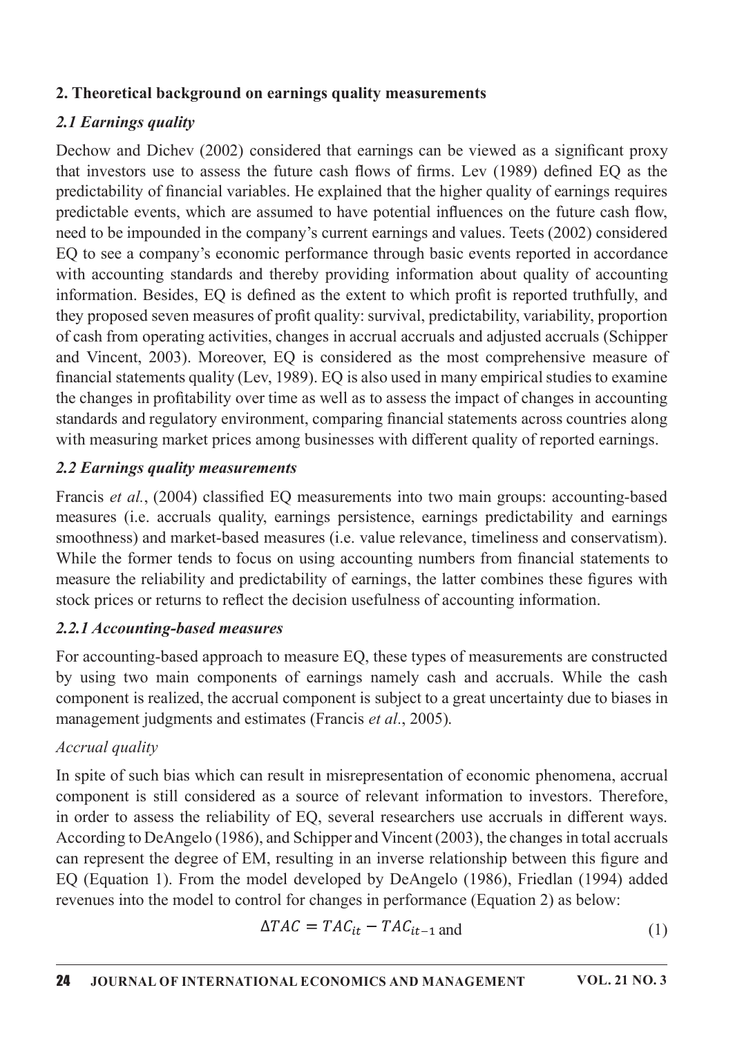## 2. Theoretical background on earnings quality measurements

### *2.1 Earnings quality*

Dechow and Dichev (2002) considered that earnings can be viewed as a significant proxy that investors use to assess the future cash flows of firms. Lev (1989) defined EQ as the predictability of financial variables. He explained that the higher quality of earnings requires predictable events, which are assumed to have potential influences on the future cash flow, need to be impounded in the company's current earnings and values. Teets (2002) considered EQ to see a company's economic performance through basic events reported in accordance with accounting standards and thereby providing information about quality of accounting information. Besides, EQ is defined as the extent to which profit is reported truthfully, and they proposed seven measures of profit quality: survival, predictability, variability, proportion of cash from operating activities, changes in accrual accruals and adjusted accruals (Schipper and Vincent, 2003). Moreover, EQ is considered as the most comprehensive measure of financial statements quality (Lev, 1989). EQ is also used in many empirical studies to examine the changes in profitability over time as well as to assess the impact of changes in accounting standards and regulatory environment, comparing financial statements across countries along with measuring market prices among businesses with different quality of reported earnings.

### *2.2 Earnings quality measurements*

Francis *et al.*, (2004) classified EQ measurements into two main groups: accounting-based measures (i.e. accruals quality, earnings persistence, earnings predictability and earnings smoothness) and market-based measures (i.e. value relevance, timeliness and conservatism). While the former tends to focus on using accounting numbers from financial statements to measure the reliability and predictability of earnings, the latter combines these figures with stock prices or returns to reflect the decision usefulness of accounting information.

#### *2.2.1 Accounting-based measures*

For accounting-based approach to measure EQ, these types of measurements are constructed by using two main components of earnings namely cash and accruals. While the cash component is realized, the accrual component is subject to a great uncertainty due to biases in management judgments and estimates (Francis *et al.*, 2005).

*Accrual quality*

In spite of such bias which can result in misrepresentation of economic phenomena, accrual component is still considered as a source of relevant information to investors. Therefore, in order to assess the reliability of EQ, several researchers use accruals in different ways. According to DeAngelo (1986), and Schipper and Vincent (2003), the changes in total accruals can represent the degree of EM, resulting in an inverse relationship between this figure and EQ (Equation 1). From the model developed by DeAngelo (1986), Friedlan (1994) added revenues into the model to control for changes in performance (Equation 2) as below:

$$\Delta TAC = TAC_{it} - TAC_{it-1} \text{ and} \tag{1}$$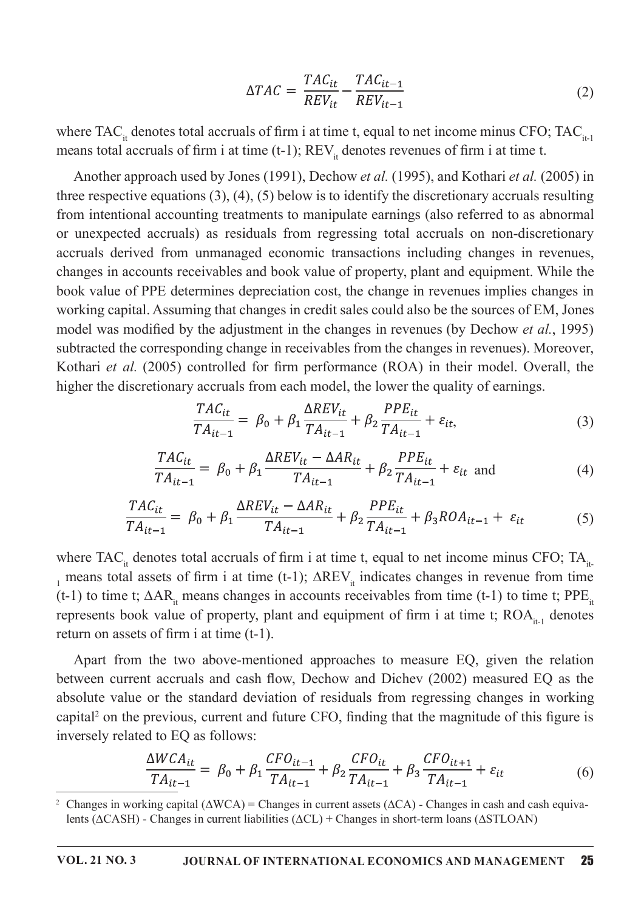$$\Delta TAC = \frac{TAC_{it}}{REV_{it}} - \frac{TAC_{it-1}}{REV_{it-1}} \tag{2}$$

where $TAC_{it}$ denotes total accruals of firm i at time t, equal to net income minus CFO; $TAC_{it-1}$ means total accruals of firm i at time (t-1); $REV_{it}$ denotes revenues of firm i at time t.

Another approach used by Jones (1991), Dechow *et al.* (1995), and Kothari *et al.* (2005) in three respective equations (3), (4), (5) below is to identify the discretionary accruals resulting from intentional accounting treatments to manipulate earnings (also referred to as abnormal or unexpected accruals) as residuals from regressing total accruals on non-discretionary accruals derived from unmanaged economic transactions including changes in revenues, changes in accounts receivables and book value of property, plant and equipment. While the book value of PPE determines depreciation cost, the change in revenues implies changes in working capital. Assuming that changes in credit sales could also be the sources of EM, Jones model was modified by the adjustment in the changes in revenues (by Dechow *et al.*, 1995) subtracted the corresponding change in receivables from the changes in revenues). Moreover, Kothari *et al.* (2005) controlled for firm performance (ROA) in their model. Overall, the higher the discretionary accruals from each model, the lower the quality of earnings.

$$\frac{TAC_{it}}{TA_{it-1}} = \beta_0 + \beta_1 \frac{\Delta REV_{it}}{TA_{it-1}} + \beta_2 \frac{PPE_{it}}{TA_{it-1}} + \varepsilon_{it}, \tag{3}$$

$$\frac{TAC_{it}}{TA_{it-1}} = \beta_0 + \beta_1 \frac{\Delta REV_{it} - \Delta AR_{it}}{TA_{it-1}} + \beta_2 \frac{PPE_{it}}{TA_{it-1}} + \varepsilon_{it} \text{ and} \tag{4}$$

$$\frac{TAC_{it}}{TA_{it-1}} = \beta_0 + \beta_1 \frac{\Delta REV_{it} - \Delta AR_{it}}{TA_{it-1}} + \beta_2 \frac{PPE_{it}}{TA_{it-1}} + \beta_3 ROA_{it-1} + \varepsilon_{it} \tag{5}$$

where $TAC_{it}$ denotes total accruals of firm i at time t, equal to net income minus CFO; $TA_{it-1}$ means total assets of firm i at time (t-1); $\Delta REV_{it}$ indicates changes in revenue from time (t-1) to time t; $\Delta AR_{it}$ means changes in accounts receivables from time (t-1) to time t; $PPE_{it}$ represents book value of property, plant and equipment of firm i at time t; $ROA_{it-1}$ denotes return on assets of firm i at time (t-1).

Apart from the two above-mentioned approaches to measure EQ, given the relation between current accruals and cash flow, Dechow and Dichev (2002) measured EQ as the absolute value or the standard deviation of residuals from regressing changes in working capital[2] on the previous, current and future CFO, finding that the magnitude of this figure is inversely related to EQ as follows:

$$\frac{\Delta WCA_{it}}{TA_{it-1}} = \beta_0 + \beta_1 \frac{CFO_{it-1}}{TA_{it-1}} + \beta_2 \frac{CFO_{it}}{TA_{it-1}} + \beta_3 \frac{CFO_{it+1}}{TA_{it-1}} + \varepsilon_{it} \tag{6}$$

[2] Changes in working capital (ΔWCA) = Changes in current assets (ΔCA) - Changes in cash and cash equivalents (ΔCASH) - Changes in current liabilities (ΔCL) + Changes in short-term loans (ΔSTLOAN)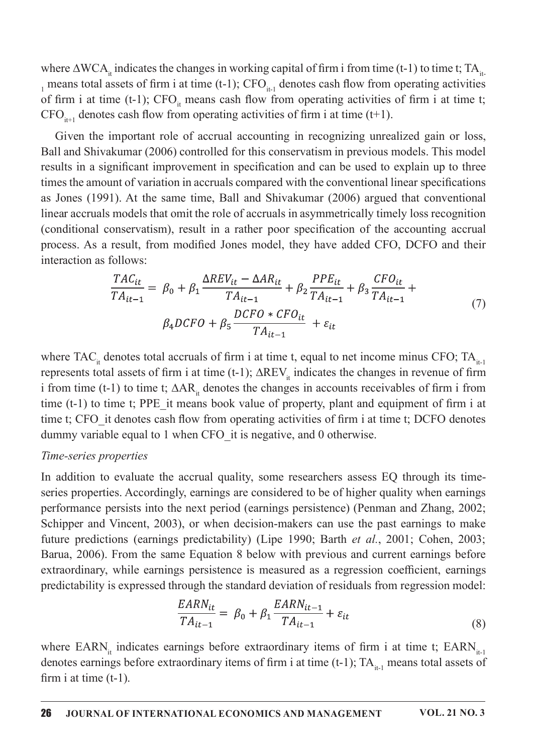where $\Delta WCA_{it}$ indicates the changes in working capital of firm i from time (t-1) to time t; $TA_{it-1}$ means total assets of firm i at time (t-1); $CFO_{it-1}$ denotes cash flow from operating activities of firm i at time (t-1); $CFO_{it}$ means cash flow from operating activities of firm i at time t; $CFO_{it+1}$ denotes cash flow from operating activities of firm i at time (t+1).

Given the important role of accrual accounting in recognizing unrealized gain or loss, Ball and Shivakumar (2006) controlled for this conservatism in previous models. This model results in a significant improvement in specification and can be used to explain up to three times the amount of variation in accruals compared with the conventional linear specifications as Jones (1991). At the same time, Ball and Shivakumar (2006) argued that conventional linear accruals models that omit the role of accruals in asymmetrically timely loss recognition (conditional conservatism), result in a rather poor specification of the accounting accrual process. As a result, from modified Jones model, they have added CFO, DCFO and their interaction as follows:

$$\frac{TAC_{it}}{TA_{it-1}} = \beta_0 + \beta_1 \frac{\Delta REV_{it} - \Delta AR_{it}}{TA_{it-1}} + \beta_2 \frac{PPE_{it}}{TA_{it-1}} + \beta_3 \frac{CFO_{it}}{TA_{it-1}} + \beta_4 DCFO + \beta_5 \frac{DCFO * CFO_{it}}{TA_{it-1}} + \varepsilon_{it} \tag{7}$$

where $TAC_{it}$ denotes total accruals of firm i at time t, equal to net income minus CFO; $TA_{it-1}$ represents total assets of firm i at time (t-1); $\Delta REV_{it}$ indicates the changes in revenue of firm i from time (t-1) to time t; $\Delta AR_{it}$ denotes the changes in accounts receivables of firm i from time (t-1) to time t; $PPE_{it}$ means book value of property, plant and equipment of firm i at time t; $CFO_{it}$ denotes cash flow from operating activities of firm i at time t; DCFO denotes dummy variable equal to 1 when $CFO_{it}$ is negative, and 0 otherwise.

*Time-series properties*

In addition to evaluate the accrual quality, some researchers assess EQ through its time-series properties. Accordingly, earnings are considered to be of higher quality when earnings performance persists into the next period (earnings persistence) (Penman and Zhang, 2002; Schipper and Vincent, 2003), or when decision-makers can use the past earnings to make future predictions (earnings predictability) (Lipe 1990; Barth *et al.*, 2001; Cohen, 2003; Barua, 2006). From the same Equation 8 below with previous and current earnings before extraordinary, while earnings persistence is measured as a regression coefficient, earnings predictability is expressed through the standard deviation of residuals from regression model:

$$\frac{EARN_{it}}{TA_{it-1}} = \beta_0 + \beta_1 \frac{EARN_{it-1}}{TA_{it-1}} + \varepsilon_{it} \tag{8}$$

where $EARN_{it}$ indicates earnings before extraordinary items of firm i at time t; $EARN_{it-1}$ denotes earnings before extraordinary items of firm i at time (t-1); $TA_{it-1}$ means total assets of firm i at time (t-1).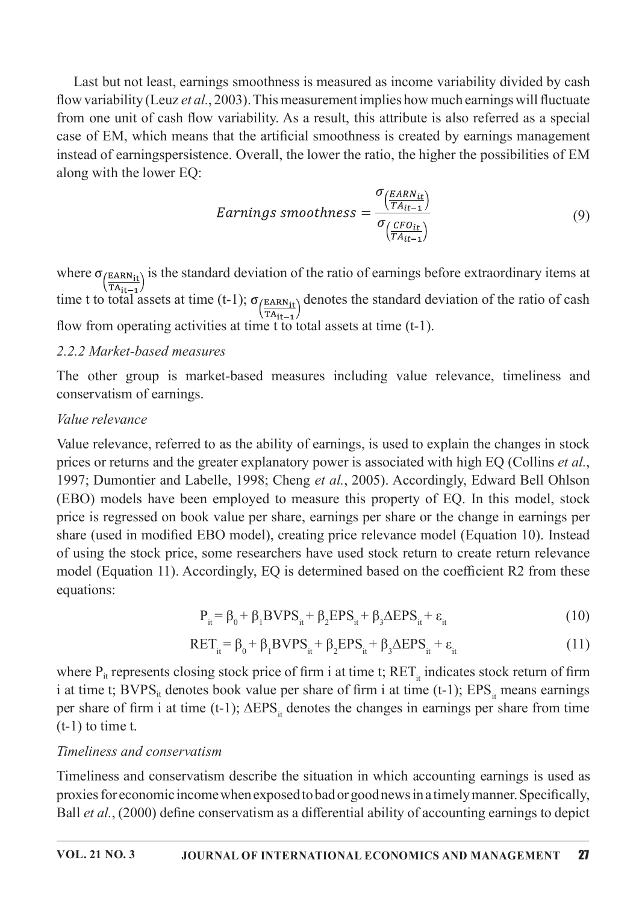Last but not least, earnings smoothness is measured as income variability divided by cash flow variability (Leuz *et al.*, 2003). This measurement implies how much earnings will fluctuate from one unit of cash flow variability. As a result, this attribute is also referred as a special case of EM, which means that the artificial smoothness is created by earnings management instead of earningspersistence. Overall, the lower the ratio, the higher the possibilities of EM along with the lower EQ:

$$Earnings\ smoothness = \frac{\sigma_{\left(\frac{EARN_{it}}{TA_{it-1}}\right)}}{\sigma_{\left(\frac{CFO_{it}}{TA_{it-1}}\right)}} \tag{9}$$

where $\sigma_{\left(\frac{EARN_{it}}{TA_{it-1}}\right)}$ is the standard deviation of the ratio of earnings before extraordinary items at time t to total assets at time (t-1); $\sigma_{\left(\frac{EARN_{it}}{TA_{it-1}}\right)}$ denotes the standard deviation of the ratio of cash flow from operating activities at time t to total assets at time (t-1).

### *2.2.2 Market-based measures*

The other group is market-based measures including value relevance, timeliness and conservatism of earnings.

#### *Value relevance*

Value relevance, referred to as the ability of earnings, is used to explain the changes in stock prices or returns and the greater explanatory power is associated with high EQ (Collins *et al.*, 1997; Dumontier and Labelle, 1998; Cheng *et al.*, 2005). Accordingly, Edward Bell Ohlson (EBO) models have been employed to measure this property of EQ. In this model, stock price is regressed on book value per share, earnings per share or the change in earnings per share (used in modified EBO model), creating price relevance model (Equation 10). Instead of using the stock price, some researchers have used stock return to create return relevance model (Equation 11). Accordingly, EQ is determined based on the coefficient R2 from these equations:

$$P_{it} = \beta_0 + \beta_1 BVPS_{it} + \beta_2 EPS_{it} + \beta_3 \Delta EPS_{it} + \varepsilon_{it} \tag{10}$$

$$RET_{it} = \beta_0 + \beta_1 BVPS_{it} + \beta_2 EPS_{it} + \beta_3 \Delta EPS_{it} + \varepsilon_{it} \tag{11}$$

where $P_{it}$ represents closing stock price of firm i at time t; $RET_{it}$ indicates stock return of firm i at time t; $BVPS_{it}$ denotes book value per share of firm i at time (t-1); $EPS_{it}$ means earnings per share of firm i at time (t-1); $\Delta EPS_{it}$ denotes the changes in earnings per share from time (t-1) to time t.

#### *Timeliness and conservatism*

Timeliness and conservatism describe the situation in which accounting earnings is used as proxies for economic income when exposed to bad or good news in a timely manner. Specifically, Ball *et al.*, (2000) define conservatism as a differential ability of accounting earnings to depict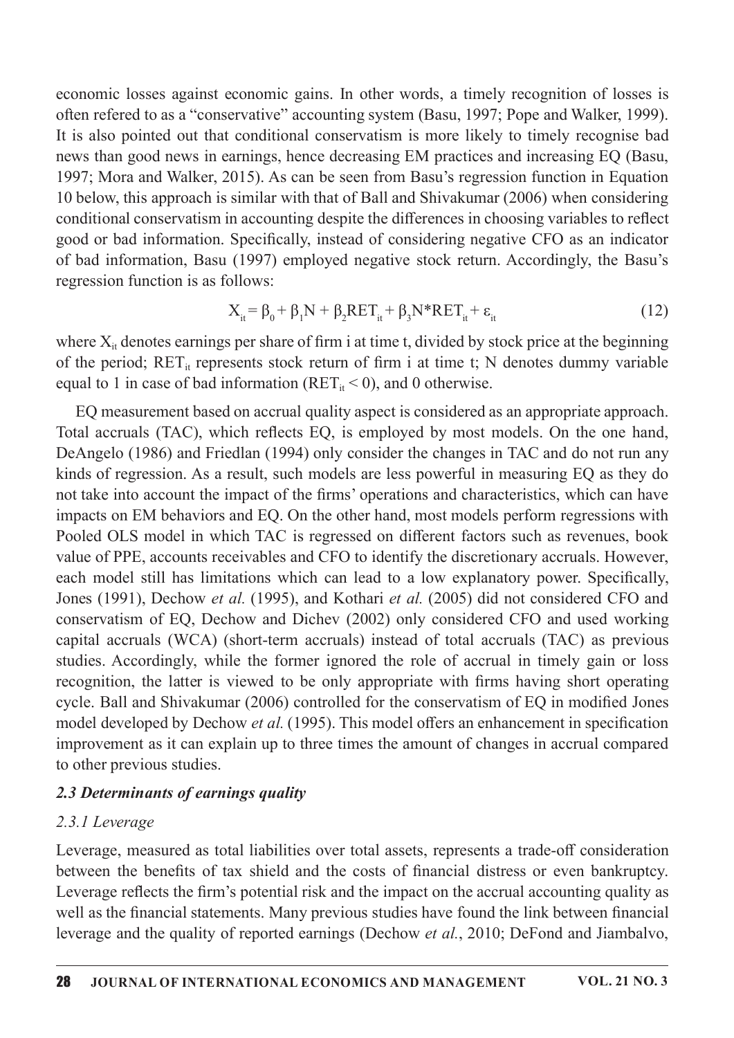economic losses against economic gains. In other words, a timely recognition of losses is often refered to as a "conservative" accounting system (Basu, 1997; Pope and Walker, 1999). It is also pointed out that conditional conservatism is more likely to timely recognise bad news than good news in earnings, hence decreasing EM practices and increasing EQ (Basu, 1997; Mora and Walker, 2015). As can be seen from Basu's regression function in Equation 10 below, this approach is similar with that of Ball and Shivakumar (2006) when considering conditional conservatism in accounting despite the differences in choosing variables to reflect good or bad information. Specifically, instead of considering negative CFO as an indicator of bad information, Basu (1997) employed negative stock return. Accordingly, the Basu's regression function is as follows:

$$X_{it} = \beta_0 + \beta_1 N + \beta_2 RET_{it} + \beta_3 N*RET_{it} + \varepsilon_{it} \tag{12}$$

where $X_{it}$ denotes earnings per share of firm i at time t, divided by stock price at the beginning of the period; $RET_{it}$ represents stock return of firm i at time t; N denotes dummy variable equal to 1 in case of bad information ($RET_{it} < 0$), and 0 otherwise.

EQ measurement based on accrual quality aspect is considered as an appropriate approach. Total accruals (TAC), which reflects EQ, is employed by most models. On the one hand, DeAngelo (1986) and Friedlan (1994) only consider the changes in TAC and do not run any kinds of regression. As a result, such models are less powerful in measuring EQ as they do not take into account the impact of the firms' operations and characteristics, which can have impacts on EM behaviors and EQ. On the other hand, most models perform regressions with Pooled OLS model in which TAC is regressed on different factors such as revenues, book value of PPE, accounts receivables and CFO to identify the discretionary accruals. However, each model still has limitations which can lead to a low explanatory power. Specifically, Jones (1991), Dechow *et al.* (1995), and Kothari *et al.* (2005) did not considered CFO and conservatism of EQ, Dechow and Dichev (2002) only considered CFO and used working capital accruals (WCA) (short-term accruals) instead of total accruals (TAC) as previous studies. Accordingly, while the former ignored the role of accrual in timely gain or loss recognition, the latter is viewed to be only appropriate with firms having short operating cycle. Ball and Shivakumar (2006) controlled for the conservatism of EQ in modified Jones model developed by Dechow *et al.* (1995). This model offers an enhancement in specification improvement as it can explain up to three times the amount of changes in accrual compared to other previous studies.

### *2.3 Determinants of earnings quality*

#### *2.3.1 Leverage*

Leverage, measured as total liabilities over total assets, represents a trade-off consideration between the benefits of tax shield and the costs of financial distress or even bankruptcy. Leverage reflects the firm's potential risk and the impact on the accrual accounting quality as well as the financial statements. Many previous studies have found the link between financial leverage and the quality of reported earnings (Dechow *et al.*, 2010; DeFond and Jiambalvo,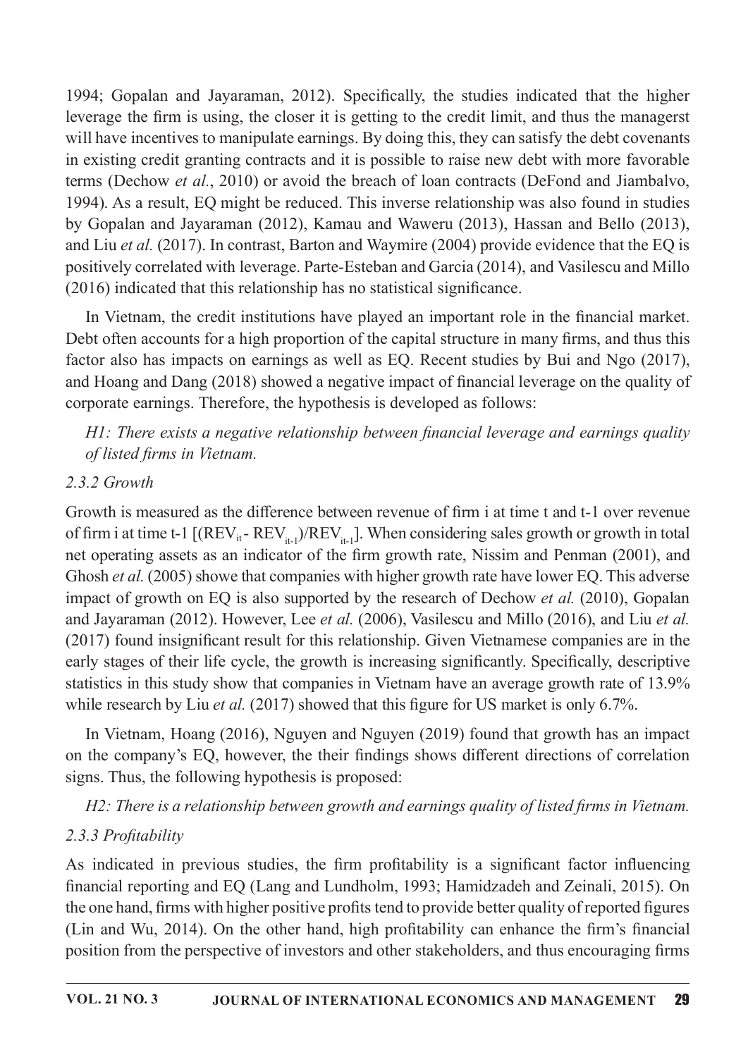1994; Gopalan and Jayaraman, 2012). Specifically, the studies indicated that the higher leverage the firm is using, the closer it is getting to the credit limit, and thus the managerst will have incentives to manipulate earnings. By doing this, they can satisfy the debt covenants in existing credit granting contracts and it is possible to raise new debt with more favorable terms (Dechow *et al.*, 2010) or avoid the breach of loan contracts (DeFond and Jiambalvo, 1994). As a result, EQ might be reduced. This inverse relationship was also found in studies by Gopalan and Jayaraman (2012), Kamau and Waweru (2013), Hassan and Bello (2013), and Liu *et al.* (2017). In contrast, Barton and Waymire (2004) provide evidence that the EQ is positively correlated with leverage. Parte-Esteban and Garcia (2014), and Vasilescu and Millo (2016) indicated that this relationship has no statistical significance.

In Vietnam, the credit institutions have played an important role in the financial market. Debt often accounts for a high proportion of the capital structure in many firms, and thus this factor also has impacts on earnings as well as EQ. Recent studies by Bui and Ngo (2017), and Hoang and Dang (2018) showed a negative impact of financial leverage on the quality of corporate earnings. Therefore, the hypothesis is developed as follows:

*H1: There exists a negative relationship between financial leverage and earnings quality of listed firms in Vietnam.*

### *2.3.2 Growth*

Growth is measured as the difference between revenue of firm i at time t and t-1 over revenue of firm i at time t-1 [$(REV_{it} - REV_{it-1})/REV_{it-1}$]. When considering sales growth or growth in total net operating assets as an indicator of the firm growth rate, Nissim and Penman (2001), and Ghosh *et al.* (2005) showe that companies with higher growth rate have lower EQ. This adverse impact of growth on EQ is also supported by the research of Dechow *et al.* (2010), Gopalan and Jayaraman (2012). However, Lee *et al.* (2006), Vasilescu and Millo (2016), and Liu *et al.* (2017) found insignificant result for this relationship. Given Vietnamese companies are in the early stages of their life cycle, the growth is increasing significantly. Specifically, descriptive statistics in this study show that companies in Vietnam have an average growth rate of 13.9% while research by Liu *et al.* (2017) showed that this figure for US market is only 6.7%.

In Vietnam, Hoang (2016), Nguyen and Nguyen (2019) found that growth has an impact on the company's EQ, however, the their findings shows different directions of correlation signs. Thus, the following hypothesis is proposed:

*H2: There is a relationship between growth and earnings quality of listed firms in Vietnam.*

### *2.3.3 Profitability*

As indicated in previous studies, the firm profitability is a significant factor influencing financial reporting and EQ (Lang and Lundholm, 1993; Hamidzadeh and Zeinali, 2015). On the one hand, firms with higher positive profits tend to provide better quality of reported figures (Lin and Wu, 2014). On the other hand, high profitability can enhance the firm's financial position from the perspective of investors and other stakeholders, and thus encouraging firms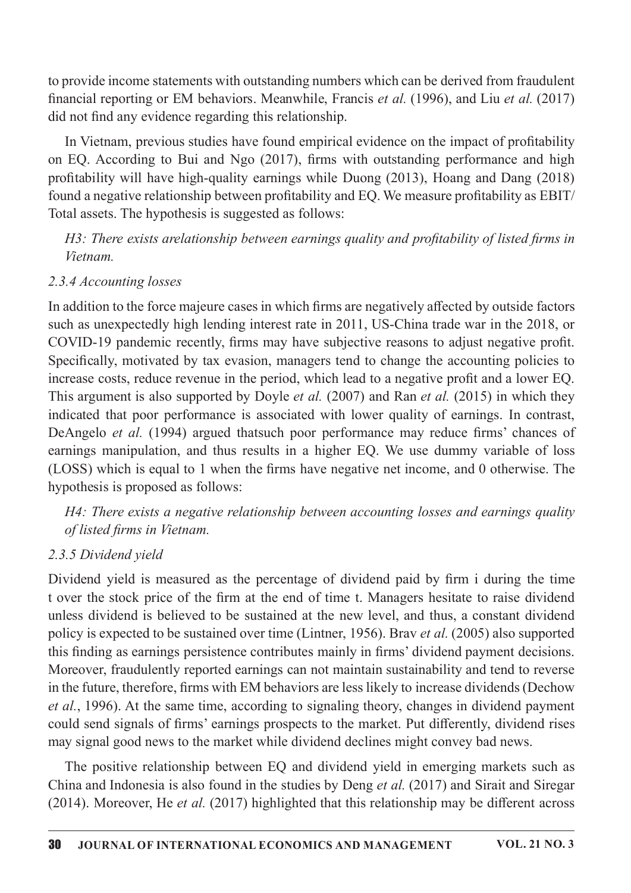to provide income statements with outstanding numbers which can be derived from fraudulent financial reporting or EM behaviors. Meanwhile, Francis *et al.* (1996), and Liu *et al.* (2017) did not find any evidence regarding this relationship.

In Vietnam, previous studies have found empirical evidence on the impact of profitability on EQ. According to Bui and Ngo (2017), firms with outstanding performance and high profitability will have high-quality earnings while Duong (2013), Hoang and Dang (2018) found a negative relationship between profitability and EQ. We measure profitability as EBIT/Total assets. The hypothesis is suggested as follows:

*H3: There exists arelationship between earnings quality and profitability of listed firms in Vietnam.*

### *2.3.4 Accounting losses*

In addition to the force majeure cases in which firms are negatively affected by outside factors such as unexpectedly high lending interest rate in 2011, US-China trade war in the 2018, or COVID-19 pandemic recently, firms may have subjective reasons to adjust negative profit. Specifically, motivated by tax evasion, managers tend to change the accounting policies to increase costs, reduce revenue in the period, which lead to a negative profit and a lower EQ. This argument is also supported by Doyle *et al.* (2007) and Ran *et al.* (2015) in which they indicated that poor performance is associated with lower quality of earnings. In contrast, DeAngelo *et al.* (1994) argued thatsuch poor performance may reduce firms' chances of earnings manipulation, and thus results in a higher EQ. We use dummy variable of loss (LOSS) which is equal to 1 when the firms have negative net income, and 0 otherwise. The hypothesis is proposed as follows:

*H4: There exists a negative relationship between accounting losses and earnings quality of listed firms in Vietnam.*

### *2.3.5 Dividend yield*

Dividend yield is measured as the percentage of dividend paid by firm i during the time t over the stock price of the firm at the end of time t. Managers hesitate to raise dividend unless dividend is believed to be sustained at the new level, and thus, a constant dividend policy is expected to be sustained over time (Lintner, 1956). Brav *et al.* (2005) also supported this finding as earnings persistence contributes mainly in firms' dividend payment decisions. Moreover, fraudulently reported earnings can not maintain sustainability and tend to reverse in the future, therefore, firms with EM behaviors are less likely to increase dividends (Dechow *et al.*, 1996). At the same time, according to signaling theory, changes in dividend payment could send signals of firms' earnings prospects to the market. Put differently, dividend rises may signal good news to the market while dividend declines might convey bad news.

The positive relationship between EQ and dividend yield in emerging markets such as China and Indonesia is also found in the studies by Deng *et al.* (2017) and Sirait and Siregar (2014). Moreover, He *et al.* (2017) highlighted that this relationship may be different across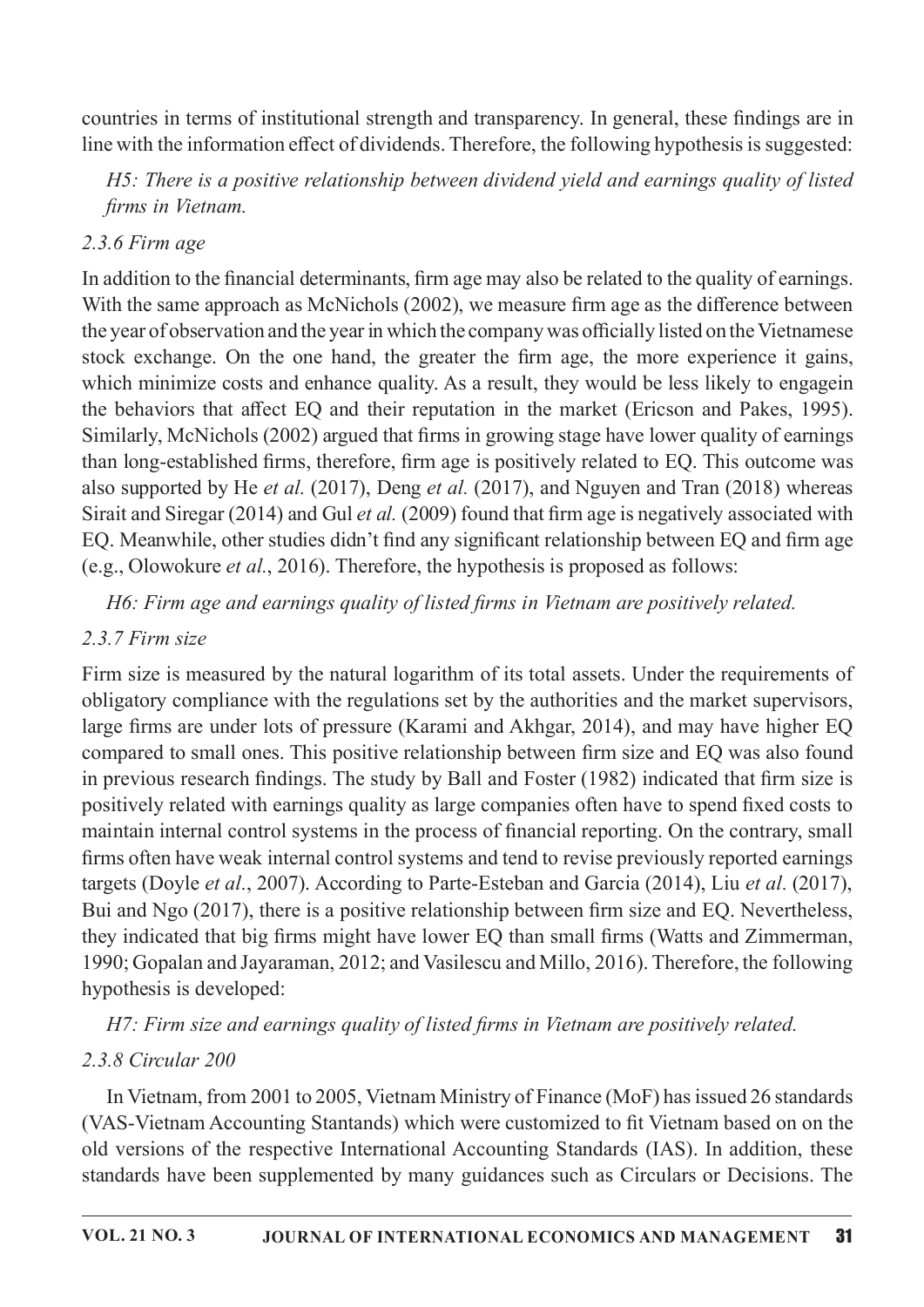countries in terms of institutional strength and transparency. In general, these findings are in line with the information effect of dividends. Therefore, the following hypothesis is suggested:

*H5: There is a positive relationship between dividend yield and earnings quality of listed firms in Vietnam.*

### *2.3.6 Firm age*

In addition to the financial determinants, firm age may also be related to the quality of earnings. With the same approach as McNichols (2002), we measure firm age as the difference between the year of observation and the year in which the company was officially listed on the Vietnamese stock exchange. On the one hand, the greater the firm age, the more experience it gains, which minimize costs and enhance quality. As a result, they would be less likely to engagein the behaviors that affect EQ and their reputation in the market (Ericson and Pakes, 1995). Similarly, McNichols (2002) argued that firms in growing stage have lower quality of earnings than long-established firms, therefore, firm age is positively related to EQ. This outcome was also supported by He *et al.* (2017), Deng *et al.* (2017), and Nguyen and Tran (2018) whereas Sirait and Siregar (2014) and Gul *et al.* (2009) found that firm age is negatively associated with EQ. Meanwhile, other studies didn't find any significant relationship between EQ and firm age (e.g., Olowokure *et al.*, 2016). Therefore, the hypothesis is proposed as follows:

*H6: Firm age and earnings quality of listed firms in Vietnam are positively related.*

### *2.3.7 Firm size*

Firm size is measured by the natural logarithm of its total assets. Under the requirements of obligatory compliance with the regulations set by the authorities and the market supervisors, large firms are under lots of pressure (Karami and Akhgar, 2014), and may have higher EQ compared to small ones. This positive relationship between firm size and EQ was also found in previous research findings. The study by Ball and Foster (1982) indicated that firm size is positively related with earnings quality as large companies often have to spend fixed costs to maintain internal control systems in the process of financial reporting. On the contrary, small firms often have weak internal control systems and tend to revise previously reported earnings targets (Doyle *et al.*, 2007). According to Parte-Esteban and Garcia (2014), Liu *et al.* (2017), Bui and Ngo (2017), there is a positive relationship between firm size and EQ. Nevertheless, they indicated that big firms might have lower EQ than small firms (Watts and Zimmerman, 1990; Gopalan and Jayaraman, 2012; and Vasilescu and Millo, 2016). Therefore, the following hypothesis is developed:

*H7: Firm size and earnings quality of listed firms in Vietnam are positively related.*

### *2.3.8 Circular 200*

In Vietnam, from 2001 to 2005, Vietnam Ministry of Finance (MoF) has issued 26 standards (VAS-Vietnam Accounting Stantands) which were customized to fit Vietnam based on on the old versions of the respective International Accounting Standards (IAS). In addition, these standards have been supplemented by many guidances such as Circulars or Decisions. The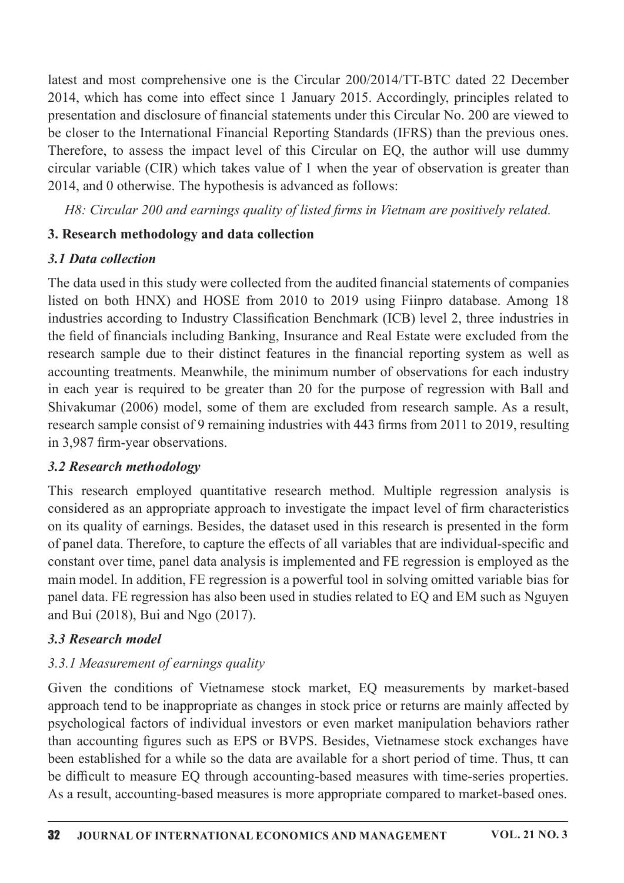latest and most comprehensive one is the Circular 200/2014/TT-BTC dated 22 December 2014, which has come into effect since 1 January 2015. Accordingly, principles related to presentation and disclosure of financial statements under this Circular No. 200 are viewed to be closer to the International Financial Reporting Standards (IFRS) than the previous ones. Therefore, to assess the impact level of this Circular on EQ, the author will use dummy circular variable (CIR) which takes value of 1 when the year of observation is greater than 2014, and 0 otherwise. The hypothesis is advanced as follows:

*H8: Circular 200 and earnings quality of listed firms in Vietnam are positively related.*

## 3. Research methodology and data collection

### *3.1 Data collection*

The data used in this study were collected from the audited financial statements of companies listed on both HNX) and HOSE from 2010 to 2019 using Fiinpro database. Among 18 industries according to Industry Classification Benchmark (ICB) level 2, three industries in the field of financials including Banking, Insurance and Real Estate were excluded from the research sample due to their distinct features in the financial reporting system as well as accounting treatments. Meanwhile, the minimum number of observations for each industry in each year is required to be greater than 20 for the purpose of regression with Ball and Shivakumar (2006) model, some of them are excluded from research sample. As a result, research sample consist of 9 remaining industries with 443 firms from 2011 to 2019, resulting in 3,987 firm-year observations.

### *3.2 Research methodology*

This research employed quantitative research method. Multiple regression analysis is considered as an appropriate approach to investigate the impact level of firm characteristics on its quality of earnings. Besides, the dataset used in this research is presented in the form of panel data. Therefore, to capture the effects of all variables that are individual-specific and constant over time, panel data analysis is implemented and FE regression is employed as the main model. In addition, FE regression is a powerful tool in solving omitted variable bias for panel data. FE regression has also been used in studies related to EQ and EM such as Nguyen and Bui (2018), Bui and Ngo (2017).

### *3.3 Research model*

#### *3.3.1 Measurement of earnings quality*

Given the conditions of Vietnamese stock market, EQ measurements by market-based approach tend to be inappropriate as changes in stock price or returns are mainly affected by psychological factors of individual investors or even market manipulation behaviors rather than accounting figures such as EPS or BVPS. Besides, Vietnamese stock exchanges have been established for a while so the data are available for a short period of time. Thus, tt can be difficult to measure EQ through accounting-based measures with time-series properties. As a result, accounting-based measures is more appropriate compared to market-based ones.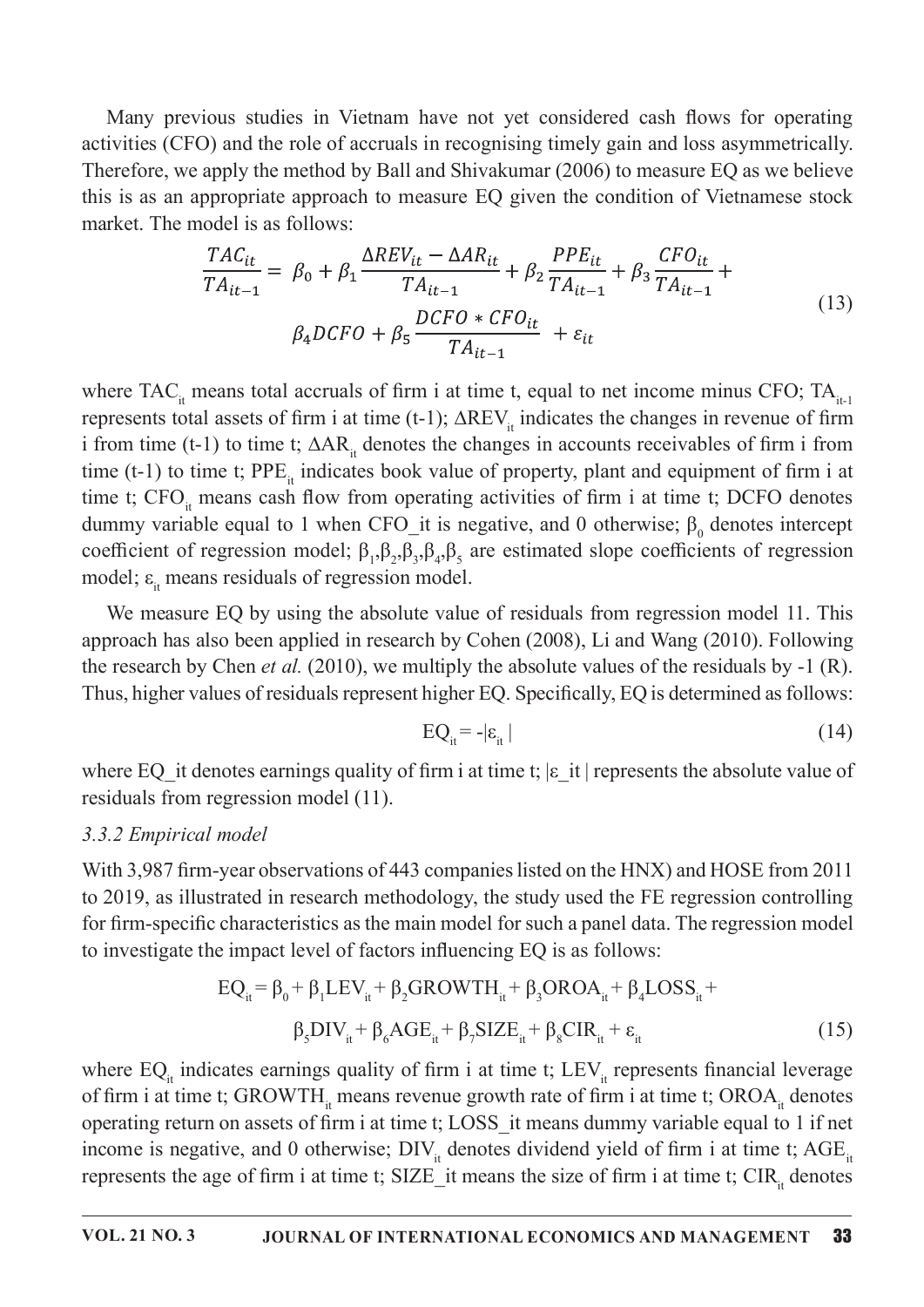Many previous studies in Vietnam have not yet considered cash flows for operating activities (CFO) and the role of accruals in recognising timely gain and loss asymmetrically. Therefore, we apply the method by Ball and Shivakumar (2006) to measure EQ as we believe this is as an appropriate approach to measure EQ given the condition of Vietnamese stock market. The model is as follows:

$$\frac{TAC_{it}}{TA_{it-1}} = \beta_0 + \beta_1 \frac{\Delta REV_{it} - \Delta AR_{it}}{TA_{it-1}} + \beta_2 \frac{PPE_{it}}{TA_{it-1}} + \beta_3 \frac{CFO_{it}}{TA_{it-1}} + \beta_4 DCFO + \beta_5 \frac{DCFO * CFO_{it}}{TA_{it-1}} + \varepsilon_{it} \tag{13}$$

where $TAC_{it}$ means total accruals of firm i at time t, equal to net income minus CFO; $TA_{it-1}$ represents total assets of firm i at time (t-1); $\Delta REV_{it}$ indicates the changes in revenue of firm i from time (t-1) to time t; $\Delta AR_{it}$ denotes the changes in accounts receivables of firm i from time (t-1) to time t; $PPE_{it}$ indicates book value of property, plant and equipment of firm i at time t; $CFO_{it}$ means cash flow from operating activities of firm i at time t; DCFO denotes dummy variable equal to 1 when CFO_it is negative, and 0 otherwise; $\beta_0$ denotes intercept coefficient of regression model; $\beta_1, \beta_2, \beta_3, \beta_4, \beta_5$ are estimated slope coefficients of regression model; $\varepsilon_{it}$ means residuals of regression model.

We measure EQ by using the absolute value of residuals from regression model 11. This approach has also been applied in research by Cohen (2008), Li and Wang (2010). Following the research by Chen *et al.* (2010), we multiply the absolute values of the residuals by -1 (R). Thus, higher values of residuals represent higher EQ. Specifically, EQ is determined as follows:

$$EQ_{it} = -|\varepsilon_{it}| \tag{14}$$

where EQ_it denotes earnings quality of firm i at time t; |ε_it | represents the absolute value of residuals from regression model (11).

### *3.3.2 Empirical model*

With 3,987 firm-year observations of 443 companies listed on the HNX) and HOSE from 2011 to 2019, as illustrated in research methodology, the study used the FE regression controlling for firm-specific characteristics as the main model for such a panel data. The regression model to investigate the impact level of factors influencing EQ is as follows:

$$EQ_{it} = \beta_0 + \beta_1 LEV_{it} + \beta_2 GROWTH_{it} + \beta_3 OROA_{it} + \beta_4 LOSS_{it} + \beta_5 DIV_{it} + \beta_6 AGE_{it} + \beta_7 SIZE_{it} + \beta_8 CIR_{it} + \varepsilon_{it} \tag{15}$$

where $EQ_{it}$ indicates earnings quality of firm i at time t; $LEV_{it}$ represents financial leverage of firm i at time t; $GROWTH_{it}$ means revenue growth rate of firm i at time t; $OROA_{it}$ denotes operating return on assets of firm i at time t; LOSS_it means dummy variable equal to 1 if net income is negative, and 0 otherwise; $DIV_{it}$ denotes dividend yield of firm i at time t; $AGE_{it}$ represents the age of firm i at time t; SIZE_it means the size of firm i at time t; $CIR_{it}$ denotes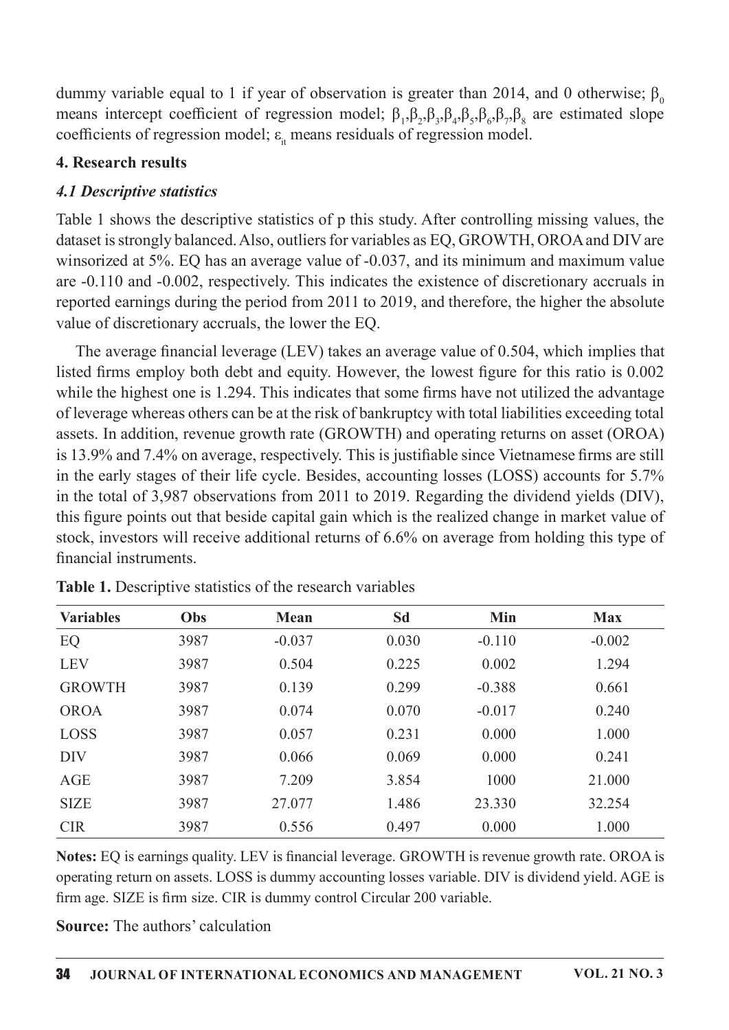dummy variable equal to 1 if year of observation is greater than 2014, and 0 otherwise; $\beta_0$ means intercept coefficient of regression model; $\beta_1, \beta_2, \beta_3, \beta_4, \beta_5, \beta_6, \beta_7, \beta_8$ are estimated slope coefficients of regression model; $\varepsilon_{it}$ means residuals of regression model.

### 4. Research results

#### *4.1 Descriptive statistics*

Table 1 shows the descriptive statistics of p this study. After controlling missing values, the dataset is strongly balanced. Also, outliers for variables as EQ, GROWTH, OROA and DIV are winsorized at 5%. EQ has an average value of -0.037, and its minimum and maximum value are -0.110 and -0.002, respectively. This indicates the existence of discretionary accruals in reported earnings during the period from 2011 to 2019, and therefore, the higher the absolute value of discretionary accruals, the lower the EQ.

The average financial leverage (LEV) takes an average value of 0.504, which implies that listed firms employ both debt and equity. However, the lowest figure for this ratio is 0.002 while the highest one is 1.294. This indicates that some firms have not utilized the advantage of leverage whereas others can be at the risk of bankruptcy with total liabilities exceeding total assets. In addition, revenue growth rate (GROWTH) and operating returns on asset (OROA) is 13.9% and 7.4% on average, respectively. This is justifiable since Vietnamese firms are still in the early stages of their life cycle. Besides, accounting losses (LOSS) accounts for 5.7% in the total of 3,987 observations from 2011 to 2019. Regarding the dividend yields (DIV), this figure points out that beside capital gain which is the realized change in market value of stock, investors will receive additional returns of 6.6% on average from holding this type of financial instruments.

**Table 1.** Descriptive statistics of the research variables

| Variables | Obs | Mean | Sd | Min | Max |
|---|---|---|---|---|---|
| EQ | 3987 | -0.037 | 0.030 | -0.110 | -0.002 |
| LEV | 3987 | 0.504 | 0.225 | 0.002 | 1.294 |
| GROWTH | 3987 | 0.139 | 0.299 | -0.388 | 0.661 |
| OROA | 3987 | 0.074 | 0.070 | -0.017 | 0.240 |
| LOSS | 3987 | 0.057 | 0.231 | 0.000 | 1.000 |
| DIV | 3987 | 0.066 | 0.069 | 0.000 | 0.241 |
| AGE | 3987 | 7.209 | 3.854 | 1000 | 21.000 |
| SIZE | 3987 | 27.077 | 1.486 | 23.330 | 32.254 |
| CIR | 3987 | 0.556 | 0.497 | 0.000 | 1.000 |

**Notes:** EQ is earnings quality. LEV is financial leverage. GROWTH is revenue growth rate. OROA is operating return on assets. LOSS is dummy accounting losses variable. DIV is dividend yield. AGE is firm age. SIZE is firm size. CIR is dummy control Circular 200 variable.

**Source:** The authors' calculation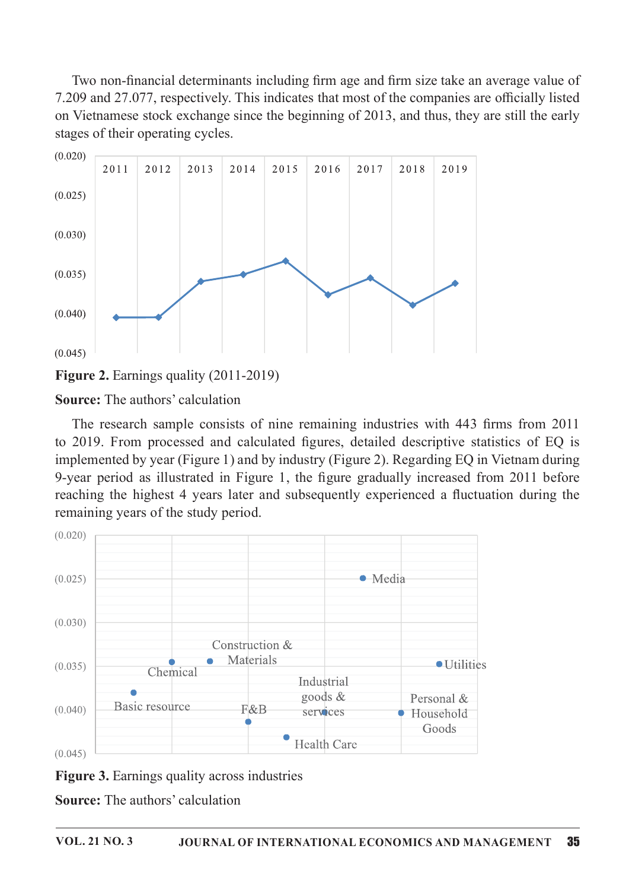Two non-financial determinants including firm age and firm size take an average value of 7.209 and 27.077, respectively. This indicates that most of the companies are officially listed on Vietnamese stock exchange since the beginning of 2013, and thus, they are still the early stages of their operating cycles.

**Figure 2.** Earnings quality (2011-2019)

**Source:** The authors' calculation

The research sample consists of nine remaining industries with 443 firms from 2011 to 2019. From processed and calculated figures, detailed descriptive statistics of EQ is implemented by year (Figure 1) and by industry (Figure 2). Regarding EQ in Vietnam during 9-year period as illustrated in Figure 1, the figure gradually increased from 2011 before reaching the highest 4 years later and subsequently experienced a fluctuation during the remaining years of the study period.

**Figure 3.** Earnings quality across industries

**Source:** The authors' calculation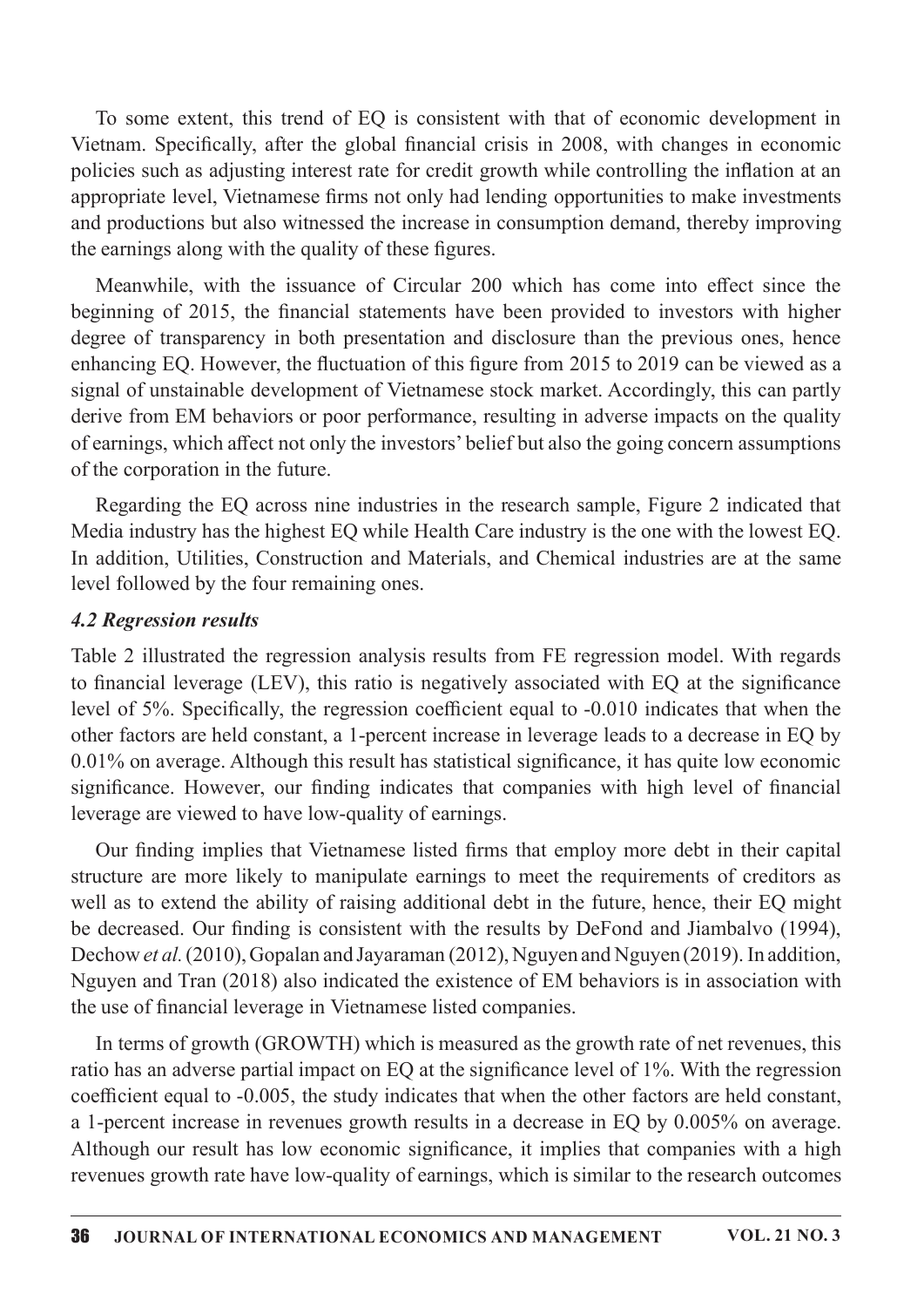To some extent, this trend of EQ is consistent with that of economic development in Vietnam. Specifically, after the global financial crisis in 2008, with changes in economic policies such as adjusting interest rate for credit growth while controlling the inflation at an appropriate level, Vietnamese firms not only had lending opportunities to make investments and productions but also witnessed the increase in consumption demand, thereby improving the earnings along with the quality of these figures.

Meanwhile, with the issuance of Circular 200 which has come into effect since the beginning of 2015, the financial statements have been provided to investors with higher degree of transparency in both presentation and disclosure than the previous ones, hence enhancing EQ. However, the fluctuation of this figure from 2015 to 2019 can be viewed as a signal of unstainable development of Vietnamese stock market. Accordingly, this can partly derive from EM behaviors or poor performance, resulting in adverse impacts on the quality of earnings, which affect not only the investors' belief but also the going concern assumptions of the corporation in the future.

Regarding the EQ across nine industries in the research sample, Figure 2 indicated that Media industry has the highest EQ while Health Care industry is the one with the lowest EQ. In addition, Utilities, Construction and Materials, and Chemical industries are at the same level followed by the four remaining ones.

### *4.2 Regression results*

Table 2 illustrated the regression analysis results from FE regression model. With regards to financial leverage (LEV), this ratio is negatively associated with EQ at the significance level of 5%. Specifically, the regression coefficient equal to -0.010 indicates that when the other factors are held constant, a 1-percent increase in leverage leads to a decrease in EQ by 0.01% on average. Although this result has statistical significance, it has quite low economic significance. However, our finding indicates that companies with high level of financial leverage are viewed to have low-quality of earnings.

Our finding implies that Vietnamese listed firms that employ more debt in their capital structure are more likely to manipulate earnings to meet the requirements of creditors as well as to extend the ability of raising additional debt in the future, hence, their EQ might be decreased. Our finding is consistent with the results by DeFond and Jiambalvo (1994), Dechow *et al.* (2010), Gopalan and Jayaraman (2012), Nguyen and Nguyen (2019). In addition, Nguyen and Tran (2018) also indicated the existence of EM behaviors is in association with the use of financial leverage in Vietnamese listed companies.

In terms of growth (GROWTH) which is measured as the growth rate of net revenues, this ratio has an adverse partial impact on EQ at the significance level of 1%. With the regression coefficient equal to -0.005, the study indicates that when the other factors are held constant, a 1-percent increase in revenues growth results in a decrease in EQ by 0.005% on average. Although our result has low economic significance, it implies that companies with a high revenues growth rate have low-quality of earnings, which is similar to the research outcomes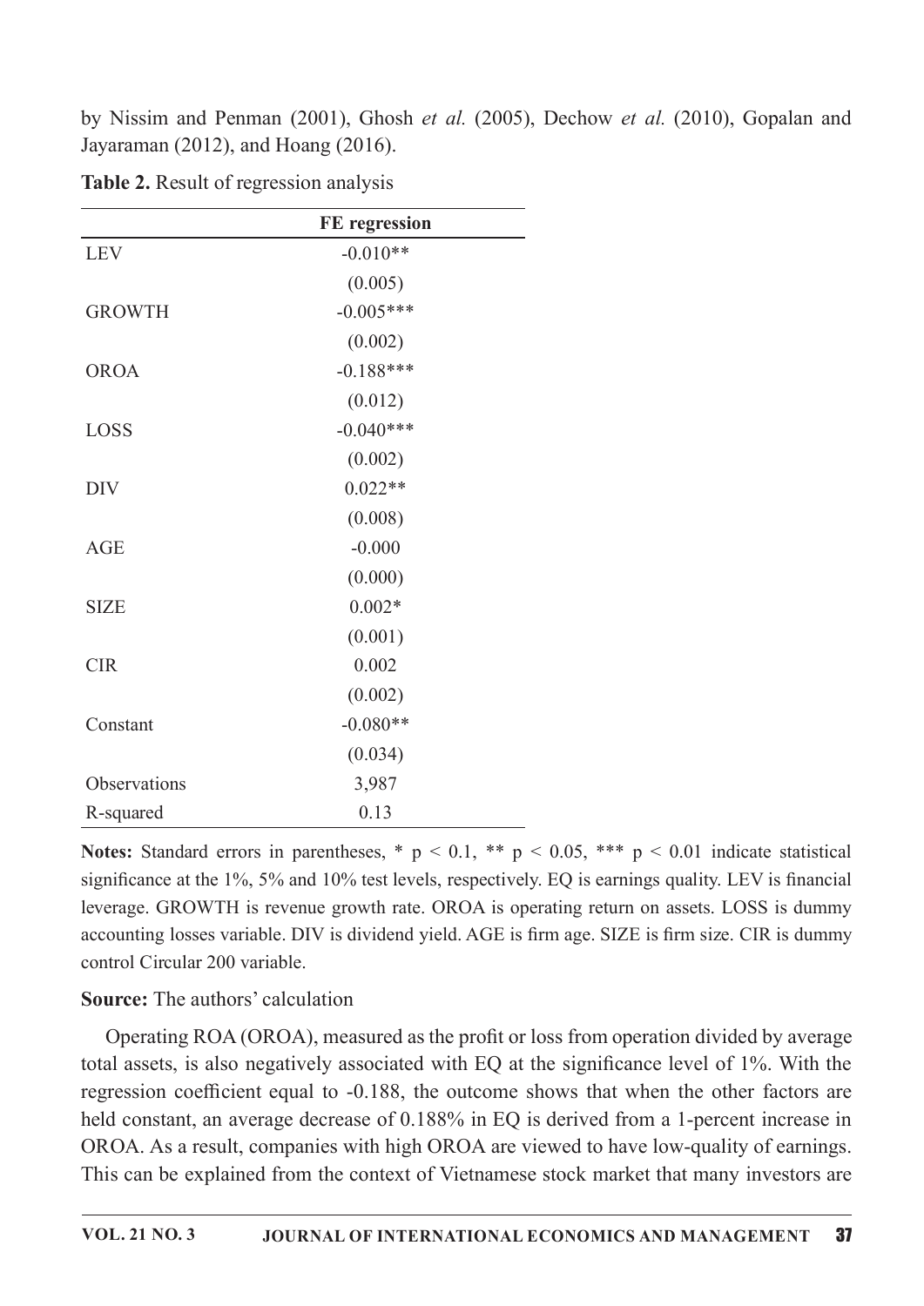by Nissim and Penman (2001), Ghosh *et al.* (2005), Dechow *et al.* (2010), Gopalan and Jayaraman (2012), and Hoang (2016).

**Table 2.** Result of regression analysis

| | FE regression |
|---|---|
| LEV | -0.010** |
| | (0.005) |
| GROWTH | -0.005*** |
| | (0.002) |
| OROA | -0.188*** |
| | (0.012) |
| LOSS | -0.040*** |
| | (0.002) |
| DIV | 0.022** |
| | (0.008) |
| AGE | -0.000 |
| | (0.000) |
| SIZE | 0.002* |
| | (0.001) |
| CIR | 0.002 |
| | (0.002) |
| Constant | -0.080** |
| | (0.034) |
| Observations | 3,987 |
| R-squared | 0.13 |

**Notes:** Standard errors in parentheses, * $p < 0.1$, ** $p < 0.05$, *** $p < 0.01$ indicate statistical significance at the 1%, 5% and 10% test levels, respectively. EQ is earnings quality. LEV is financial leverage. GROWTH is revenue growth rate. OROA is operating return on assets. LOSS is dummy accounting losses variable. DIV is dividend yield. AGE is firm age. SIZE is firm size. CIR is dummy control Circular 200 variable.

**Source:** The authors' calculation

Operating ROA (OROA), measured as the profit or loss from operation divided by average total assets, is also negatively associated with EQ at the significance level of 1%. With the regression coefficient equal to -0.188, the outcome shows that when the other factors are held constant, an average decrease of 0.188% in EQ is derived from a 1-percent increase in OROA. As a result, companies with high OROA are viewed to have low-quality of earnings. This can be explained from the context of Vietnamese stock market that many investors are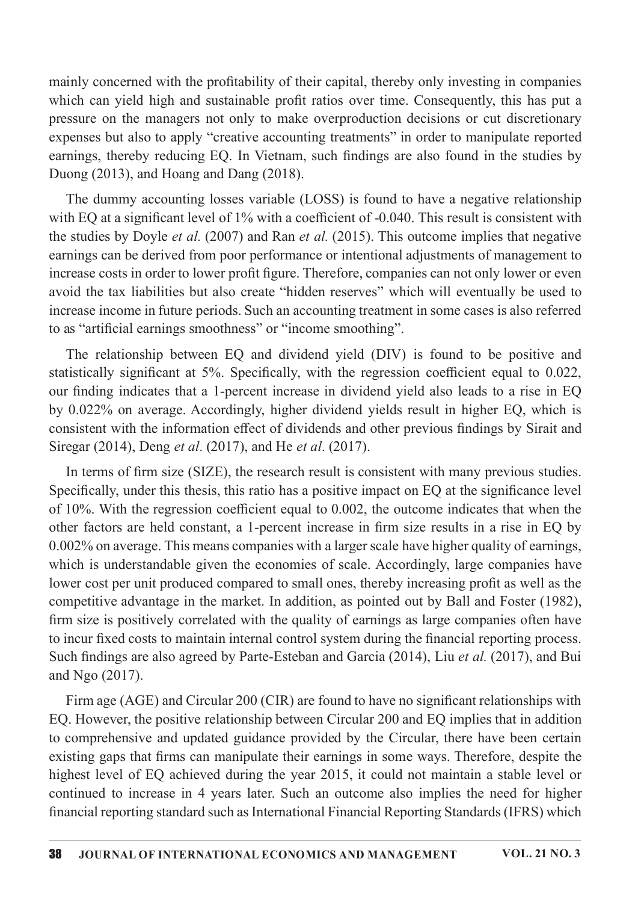mainly concerned with the profitability of their capital, thereby only investing in companies which can yield high and sustainable profit ratios over time. Consequently, this has put a pressure on the managers not only to make overproduction decisions or cut discretionary expenses but also to apply "creative accounting treatments" in order to manipulate reported earnings, thereby reducing EQ. In Vietnam, such findings are also found in the studies by Duong (2013), and Hoang and Dang (2018).

The dummy accounting losses variable (LOSS) is found to have a negative relationship with EQ at a significant level of 1% with a coefficient of -0.040. This result is consistent with the studies by Doyle *et al.* (2007) and Ran *et al.* (2015). This outcome implies that negative earnings can be derived from poor performance or intentional adjustments of management to increase costs in order to lower profit figure. Therefore, companies can not only lower or even avoid the tax liabilities but also create "hidden reserves" which will eventually be used to increase income in future periods. Such an accounting treatment in some cases is also referred to as "artificial earnings smoothness" or "income smoothing".

The relationship between EQ and dividend yield (DIV) is found to be positive and statistically significant at 5%. Specifically, with the regression coefficient equal to 0.022, our finding indicates that a 1-percent increase in dividend yield also leads to a rise in EQ by 0.022% on average. Accordingly, higher dividend yields result in higher EQ, which is consistent with the information effect of dividends and other previous findings by Sirait and Siregar (2014), Deng *et al*. (2017), and He *et al.* (2017).

In terms of firm size (SIZE), the research result is consistent with many previous studies. Specifically, under this thesis, this ratio has a positive impact on EQ at the significance level of 10%. With the regression coefficient equal to 0.002, the outcome indicates that when the other factors are held constant, a 1-percent increase in firm size results in a rise in EQ by 0.002% on average. This means companies with a larger scale have higher quality of earnings, which is understandable given the economies of scale. Accordingly, large companies have lower cost per unit produced compared to small ones, thereby increasing profit as well as the competitive advantage in the market. In addition, as pointed out by Ball and Foster (1982), firm size is positively correlated with the quality of earnings as large companies often have to incur fixed costs to maintain internal control system during the financial reporting process. Such findings are also agreed by Parte-Esteban and Garcia (2014), Liu *et al.* (2017), and Bui and Ngo (2017).

Firm age (AGE) and Circular 200 (CIR) are found to have no significant relationships with EQ. However, the positive relationship between Circular 200 and EQ implies that in addition to comprehensive and updated guidance provided by the Circular, there have been certain existing gaps that firms can manipulate their earnings in some ways. Therefore, despite the highest level of EQ achieved during the year 2015, it could not maintain a stable level or continued to increase in 4 years later. Such an outcome also implies the need for higher financial reporting standard such as International Financial Reporting Standards (IFRS) which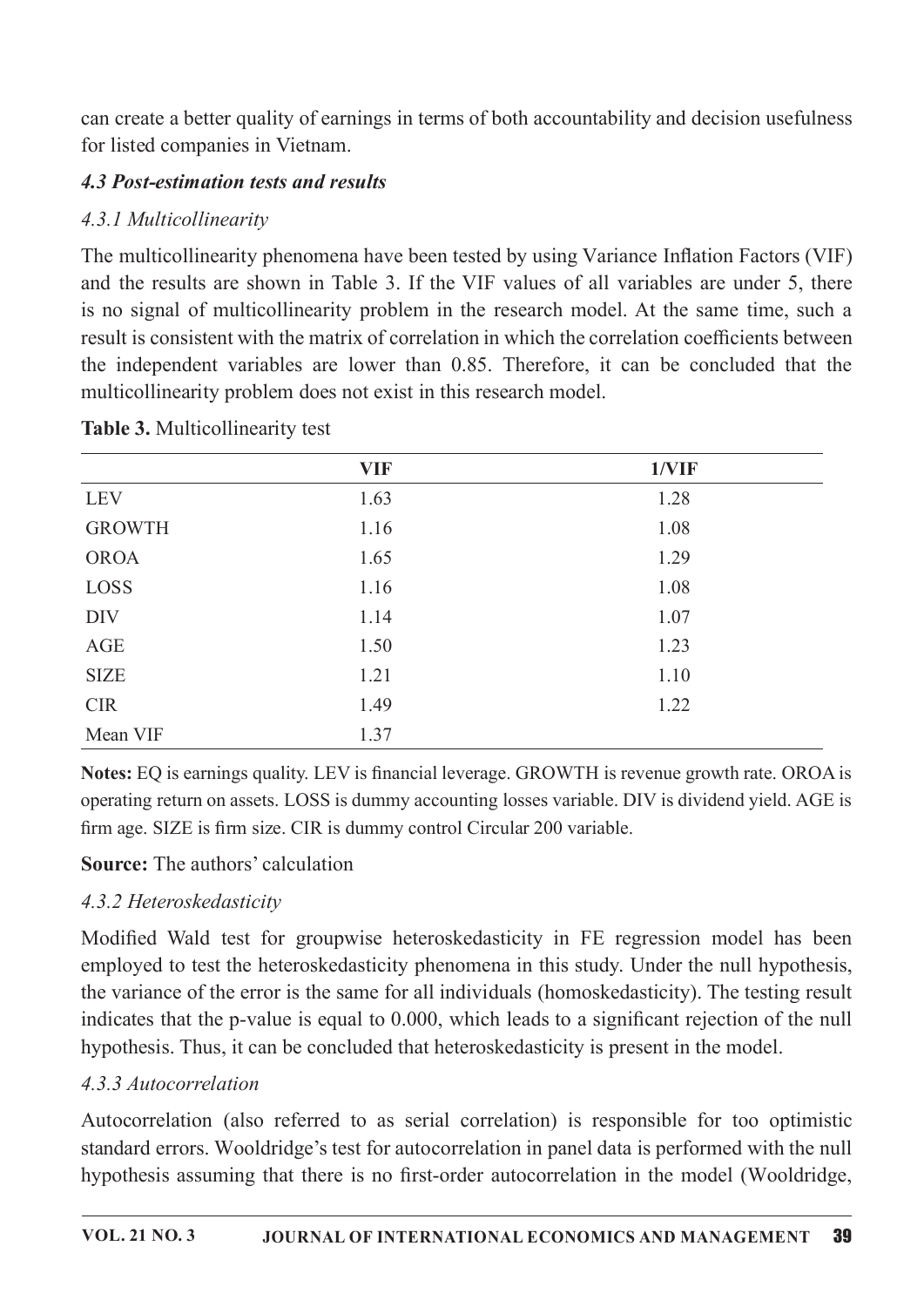can create a better quality of earnings in terms of both accountability and decision usefulness for listed companies in Vietnam.

### *4.3 Post-estimation tests and results*

#### *4.3.1 Multicollinearity*

The multicollinearity phenomena have been tested by using Variance Inflation Factors (VIF) and the results are shown in Table 3. If the VIF values of all variables are under 5, there is no signal of multicollinearity problem in the research model. At the same time, such a result is consistent with the matrix of correlation in which the correlation coefficients between the independent variables are lower than 0.85. Therefore, it can be concluded that the multicollinearity problem does not exist in this research model.

**Table 3.** Multicollinearity test

| | VIF | 1/VIF |
|---|---|---|
| LEV | 1.63 | 1.28 |
| GROWTH | 1.16 | 1.08 |
| OROA | 1.65 | 1.29 |
| LOSS | 1.16 | 1.08 |
| DIV | 1.14 | 1.07 |
| AGE | 1.50 | 1.23 |
| SIZE | 1.21 | 1.10 |
| CIR | 1.49 | 1.22 |
| Mean VIF | 1.37 | |

**Notes:** EQ is earnings quality. LEV is financial leverage. GROWTH is revenue growth rate. OROA is operating return on assets. LOSS is dummy accounting losses variable. DIV is dividend yield. AGE is firm age. SIZE is firm size. CIR is dummy control Circular 200 variable.

**Source:** The authors' calculation

#### *4.3.2 Heteroskedasticity*

Modified Wald test for groupwise heteroskedasticity in FE regression model has been employed to test the heteroskedasticity phenomena in this study. Under the null hypothesis, the variance of the error is the same for all individuals (homoskedasticity). The testing result indicates that the p-value is equal to 0.000, which leads to a significant rejection of the null hypothesis. Thus, it can be concluded that heteroskedasticity is present in the model.

#### *4.3.3 Autocorrelation*

Autocorrelation (also referred to as serial correlation) is responsible for too optimistic standard errors. Wooldridge's test for autocorrelation in panel data is performed with the null hypothesis assuming that there is no first-order autocorrelation in the model (Wooldridge,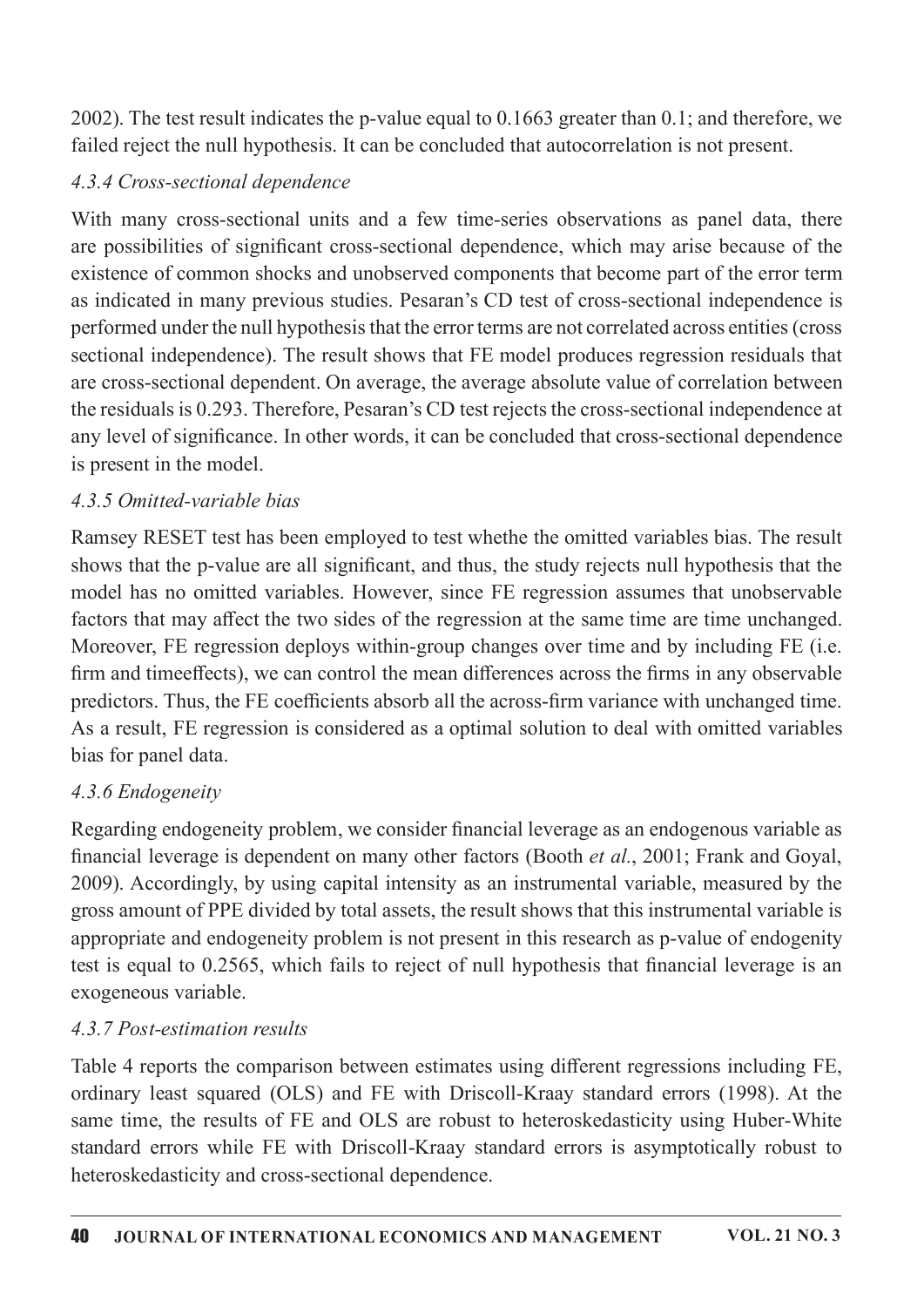2002). The test result indicates the p-value equal to 0.1663 greater than 0.1; and therefore, we failed reject the null hypothesis. It can be concluded that autocorrelation is not present.

#### *4.3.4 Cross-sectional dependence*

With many cross-sectional units and a few time-series observations as panel data, there are possibilities of significant cross-sectional dependence, which may arise because of the existence of common shocks and unobserved components that become part of the error term as indicated in many previous studies. Pesaran's CD test of cross-sectional independence is performed under the null hypothesis that the error terms are not correlated across entities (cross sectional independence). The result shows that FE model produces regression residuals that are cross-sectional dependent. On average, the average absolute value of correlation between the residuals is 0.293. Therefore, Pesaran's CD test rejects the cross-sectional independence at any level of significance. In other words, it can be concluded that cross-sectional dependence is present in the model.

#### *4.3.5 Omitted-variable bias*

Ramsey RESET test has been employed to test whethe the omitted variables bias. The result shows that the p-value are all significant, and thus, the study rejects null hypothesis that the model has no omitted variables. However, since FE regression assumes that unobservable factors that may affect the two sides of the regression at the same time are time unchanged. Moreover, FE regression deploys within-group changes over time and by including FE (i.e. firm and timeeffects), we can control the mean differences across the firms in any observable predictors. Thus, the FE coefficients absorb all the across-firm variance with unchanged time. As a result, FE regression is considered as a optimal solution to deal with omitted variables bias for panel data.

#### *4.3.6 Endogeneity*

Regarding endogeneity problem, we consider financial leverage as an endogenous variable as financial leverage is dependent on many other factors (Booth *et al.*, 2001; Frank and Goyal, 2009). Accordingly, by using capital intensity as an instrumental variable, measured by the gross amount of PPE divided by total assets, the result shows that this instrumental variable is appropriate and endogeneity problem is not present in this research as p-value of endogenity test is equal to 0.2565, which fails to reject of null hypothesis that financial leverage is an exogeneous variable.

#### *4.3.7 Post-estimation results*

Table 4 reports the comparison between estimates using different regressions including FE, ordinary least squared (OLS) and FE with Driscoll-Kraay standard errors (1998). At the same time, the results of FE and OLS are robust to heteroskedasticity using Huber-White standard errors while FE with Driscoll-Kraay standard errors is asymptotically robust to heteroskedasticity and cross-sectional dependence.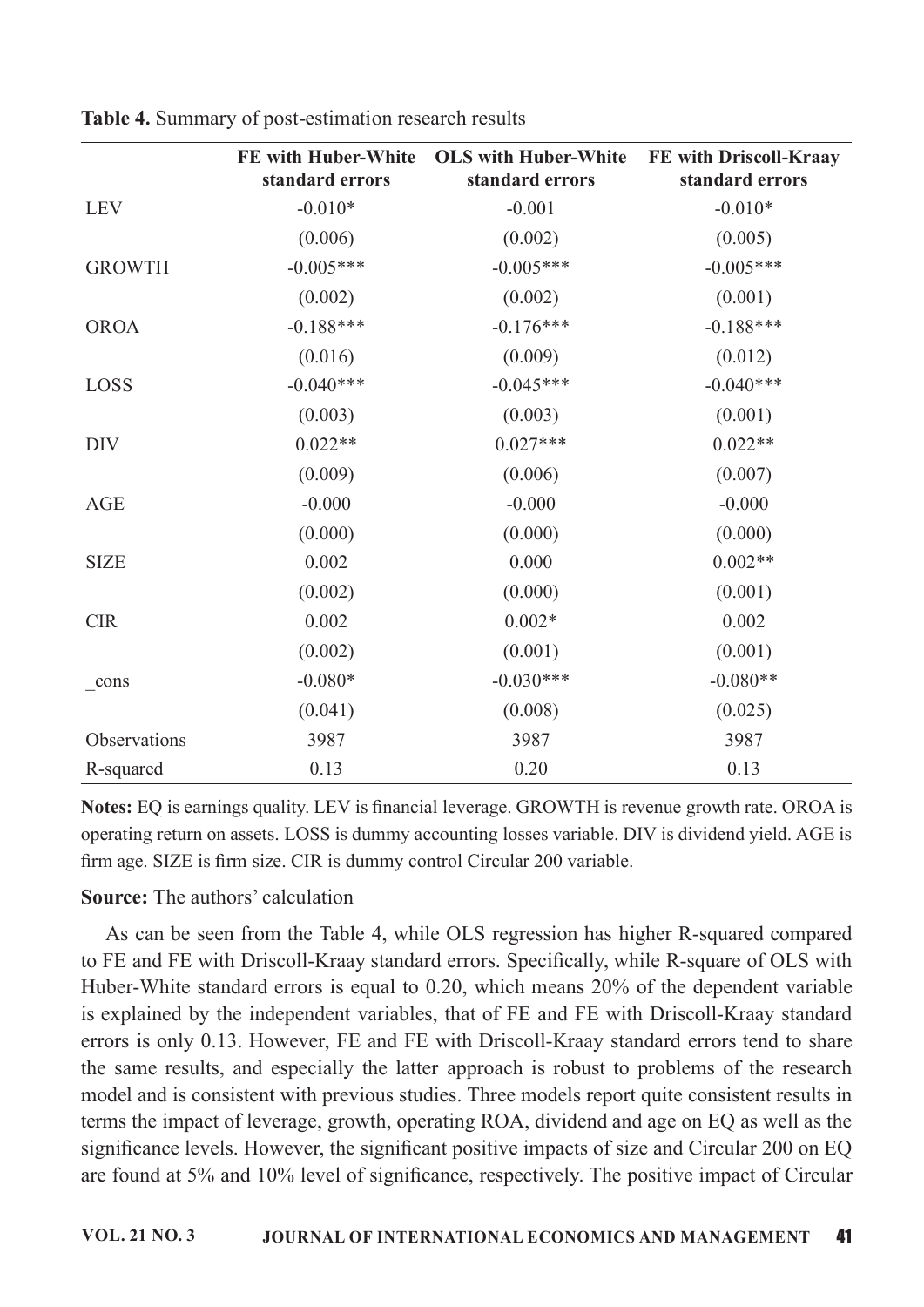**Table 4.** Summary of post-estimation research results

| | FE with Huber-White standard errors | OLS with Huber-White standard errors | FE with Driscoll-Kraay standard errors |
|---|---|---|---|
| LEV | -0.010* | -0.001 | -0.010* |
| | (0.006) | (0.002) | (0.005) |
| GROWTH | -0.005*** | -0.005*** | -0.005*** |
| | (0.002) | (0.002) | (0.001) |
| OROA | -0.188*** | -0.176*** | -0.188*** |
| | (0.016) | (0.009) | (0.012) |
| LOSS | -0.040*** | -0.045*** | -0.040*** |
| | (0.003) | (0.003) | (0.001) |
| DIV | 0.022** | 0.027*** | 0.022** |
| | (0.009) | (0.006) | (0.007) |
| AGE | -0.000 | -0.000 | -0.000 |
| | (0.000) | (0.000) | (0.000) |
| SIZE | 0.002 | 0.000 | 0.002** |
| | (0.002) | (0.000) | (0.001) |
| CIR | 0.002 | 0.002* | 0.002 |
| | (0.002) | (0.001) | (0.001) |
| _cons | -0.080* | -0.030*** | -0.080** |
| | (0.041) | (0.008) | (0.025) |
| Observations | 3987 | 3987 | 3987 |
| R-squared | 0.13 | 0.20 | 0.13 |

**Notes:** EQ is earnings quality. LEV is financial leverage. GROWTH is revenue growth rate. OROA is operating return on assets. LOSS is dummy accounting losses variable. DIV is dividend yield. AGE is firm age. SIZE is firm size. CIR is dummy control Circular 200 variable.

**Source:** The authors' calculation

As can be seen from the Table 4, while OLS regression has higher R-squared compared to FE and FE with Driscoll-Kraay standard errors. Specifically, while R-square of OLS with Huber-White standard errors is equal to 0.20, which means 20% of the dependent variable is explained by the independent variables, that of FE and FE with Driscoll-Kraay standard errors is only 0.13. However, FE and FE with Driscoll-Kraay standard errors tend to share the same results, and especially the latter approach is robust to problems of the research model and is consistent with previous studies. Three models report quite consistent results in terms the impact of leverage, growth, operating ROA, dividend and age on EQ as well as the significance levels. However, the significant positive impacts of size and Circular 200 on EQ are found at 5% and 10% level of significance, respectively. The positive impact of Circular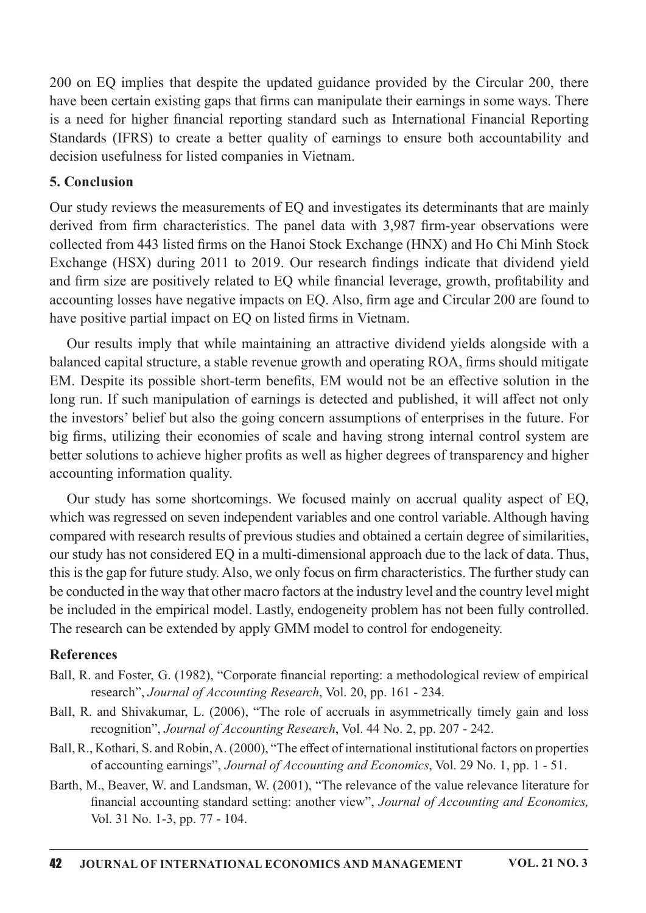200 on EQ implies that despite the updated guidance provided by the Circular 200, there have been certain existing gaps that firms can manipulate their earnings in some ways. There is a need for higher financial reporting standard such as International Financial Reporting Standards (IFRS) to create a better quality of earnings to ensure both accountability and decision usefulness for listed companies in Vietnam.

## 5. Conclusion

Our study reviews the measurements of EQ and investigates its determinants that are mainly derived from firm characteristics. The panel data with 3,987 firm-year observations were collected from 443 listed firms on the Hanoi Stock Exchange (HNX) and Ho Chi Minh Stock Exchange (HSX) during 2011 to 2019. Our research findings indicate that dividend yield and firm size are positively related to EQ while financial leverage, growth, profitability and accounting losses have negative impacts on EQ. Also, firm age and Circular 200 are found to have positive partial impact on EQ on listed firms in Vietnam.

Our results imply that while maintaining an attractive dividend yields alongside with a balanced capital structure, a stable revenue growth and operating ROA, firms should mitigate EM. Despite its possible short-term benefits, EM would not be an effective solution in the long run. If such manipulation of earnings is detected and published, it will affect not only the investors' belief but also the going concern assumptions of enterprises in the future. For big firms, utilizing their economies of scale and having strong internal control system are better solutions to achieve higher profits as well as higher degrees of transparency and higher accounting information quality.

Our study has some shortcomings. We focused mainly on accrual quality aspect of EQ, which was regressed on seven independent variables and one control variable. Although having compared with research results of previous studies and obtained a certain degree of similarities, our study has not considered EQ in a multi-dimensional approach due to the lack of data. Thus, this is the gap for future study. Also, we only focus on firm characteristics. The further study can be conducted in the way that other macro factors at the industry level and the country level might be included in the empirical model. Lastly, endogeneity problem has not been fully controlled. The research can be extended by apply GMM model to control for endogeneity.

## References

Ball, R. and Foster, G. (1982), "Corporate financial reporting: a methodological review of empirical research", *Journal of Accounting Research*, Vol. 20, pp. 161 - 234.

Ball, R. and Shivakumar, L. (2006), "The role of accruals in asymmetrically timely gain and loss recognition", *Journal of Accounting Research*, Vol. 44 No. 2, pp. 207 - 242.

Ball, R., Kothari, S. and Robin, A. (2000), "The effect of international institutional factors on properties of accounting earnings", *Journal of Accounting and Economics*, Vol. 29 No. 1, pp. 1 - 51.

Barth, M., Beaver, W. and Landsman, W. (2001), "The relevance of the value relevance literature for financial accounting standard setting: another view", *Journal of Accounting and Economics,* Vol. 31 No. 1-3, pp. 77 - 104.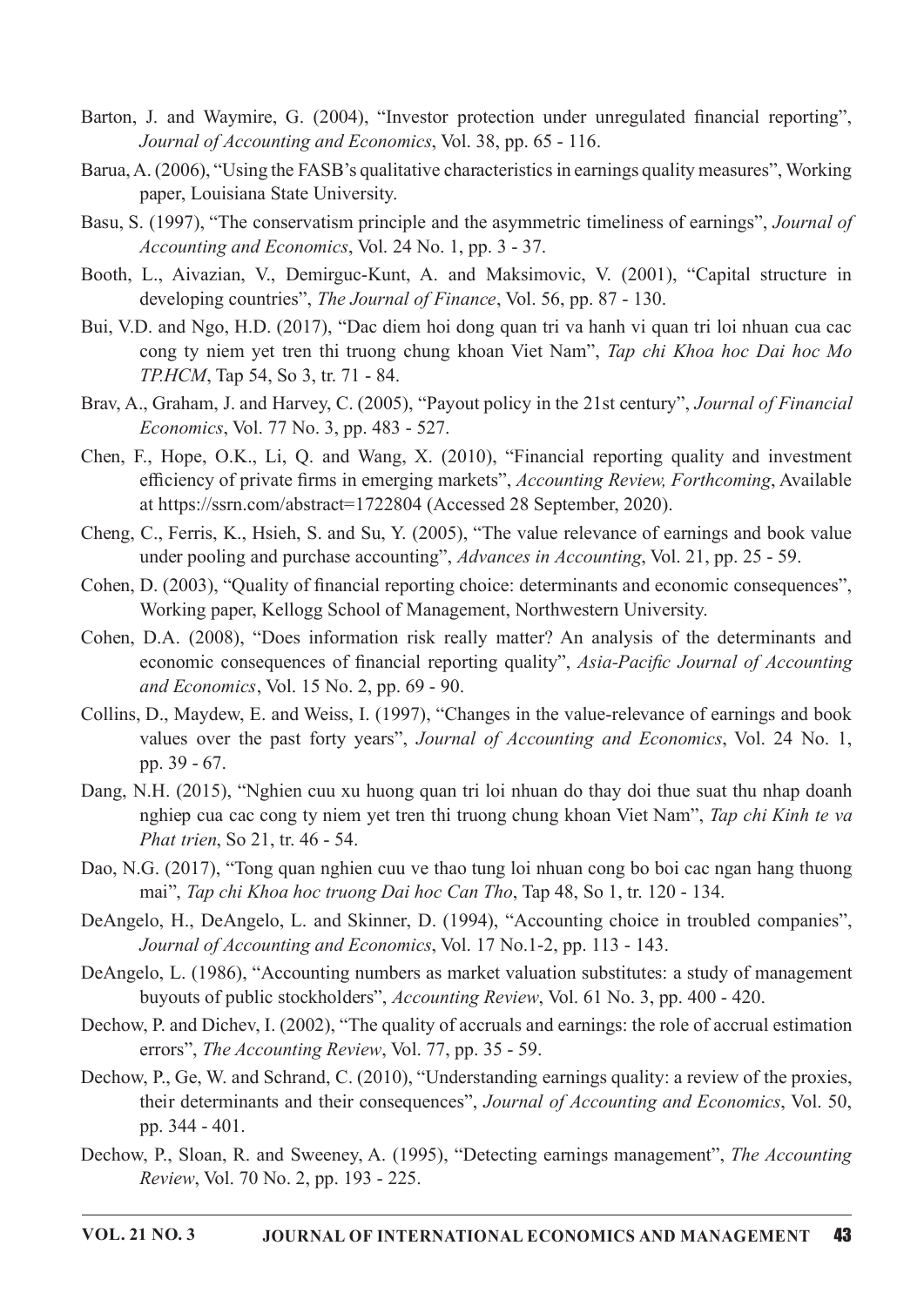Barton, J. and Waymire, G. (2004), "Investor protection under unregulated financial reporting", *Journal of Accounting and Economics*, Vol. 38, pp. 65 - 116.

Barua, A. (2006), "Using the FASB's qualitative characteristics in earnings quality measures", Working paper, Louisiana State University.

Basu, S. (1997), "The conservatism principle and the asymmetric timeliness of earnings", *Journal of Accounting and Economics*, Vol. 24 No. 1, pp. 3 - 37.

Booth, L., Aivazian, V., Demirguc-Kunt, A. and Maksimovic, V. (2001), "Capital structure in developing countries", *The Journal of Finance*, Vol. 56, pp. 87 - 130.

Bui, V.D. and Ngo, H.D. (2017), "Dac diem hoi dong quan tri va hanh vi quan tri loi nhuan cua cac cong ty niem yet tren thi truong chung khoan Viet Nam", *Tap chi Khoa hoc Dai hoc Mo TP.HCM*, Tap 54, So 3, tr. 71 - 84.

Brav, A., Graham, J. and Harvey, C. (2005), "Payout policy in the 21st century", *Journal of Financial Economics*, Vol. 77 No. 3, pp. 483 - 527.

Chen, F., Hope, O.K., Li, Q. and Wang, X. (2010), "Financial reporting quality and investment efficiency of private firms in emerging markets", *Accounting Review, Forthcoming*, Available at https://ssrn.com/abstract=1722804 (Accessed 28 September, 2020).

Cheng, C., Ferris, K., Hsieh, S. and Su, Y. (2005), "The value relevance of earnings and book value under pooling and purchase accounting", *Advances in Accounting*, Vol. 21, pp. 25 - 59.

Cohen, D. (2003), "Quality of financial reporting choice: determinants and economic consequences", Working paper, Kellogg School of Management, Northwestern University.

Cohen, D.A. (2008), "Does information risk really matter? An analysis of the determinants and economic consequences of financial reporting quality", *Asia-Pacific Journal of Accounting and Economics*, Vol. 15 No. 2, pp. 69 - 90.

Collins, D., Maydew, E. and Weiss, I. (1997), "Changes in the value-relevance of earnings and book values over the past forty years", *Journal of Accounting and Economics*, Vol. 24 No. 1, pp. 39 - 67.

Dang, N.H. (2015), "Nghien cuu xu huong quan tri loi nhuan do thay doi thue suat thu nhap doanh nghiep cua cac cong ty niem yet tren thi truong chung khoan Viet Nam", *Tap chi Kinh te va Phat trien*, So 21, tr. 46 - 54.

Dao, N.G. (2017), "Tong quan nghien cuu ve thao tung loi nhuan cong bo boi cac ngan hang thuong mai", *Tap chi Khoa hoc truong Dai hoc Can Tho*, Tap 48, So 1, tr. 120 - 134.

DeAngelo, H., DeAngelo, L. and Skinner, D. (1994), "Accounting choice in troubled companies", *Journal of Accounting and Economics*, Vol. 17 No.1-2, pp. 113 - 143.

DeAngelo, L. (1986), "Accounting numbers as market valuation substitutes: a study of management buyouts of public stockholders", *Accounting Review*, Vol. 61 No. 3, pp. 400 - 420.

Dechow, P. and Dichev, I. (2002), "The quality of accruals and earnings: the role of accrual estimation errors", *The Accounting Review*, Vol. 77, pp. 35 - 59.

Dechow, P., Ge, W. and Schrand, C. (2010), "Understanding earnings quality: a review of the proxies, their determinants and their consequences", *Journal of Accounting and Economics*, Vol. 50, pp. 344 - 401.

Dechow, P., Sloan, R. and Sweeney, A. (1995), "Detecting earnings management", *The Accounting Review*, Vol. 70 No. 2, pp. 193 - 225.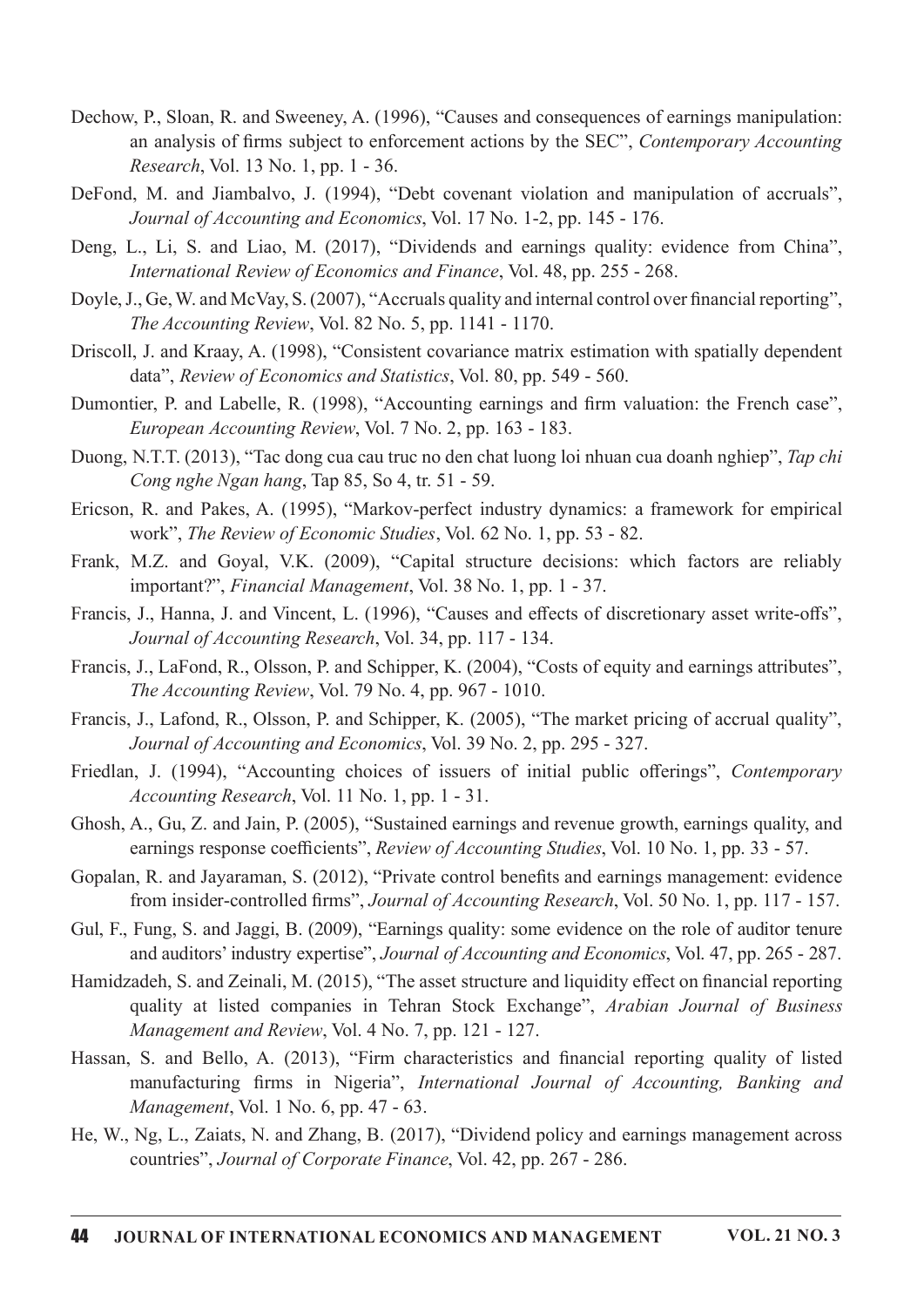Dechow, P., Sloan, R. and Sweeney, A. (1996), "Causes and consequences of earnings manipulation: an analysis of firms subject to enforcement actions by the SEC", *Contemporary Accounting Research*, Vol. 13 No. 1, pp. 1 - 36.

DeFond, M. and Jiambalvo, J. (1994), "Debt covenant violation and manipulation of accruals", *Journal of Accounting and Economics*, Vol. 17 No. 1-2, pp. 145 - 176.

Deng, L., Li, S. and Liao, M. (2017), "Dividends and earnings quality: evidence from China", *International Review of Economics and Finance*, Vol. 48, pp. 255 - 268.

Doyle, J., Ge, W. and McVay, S. (2007), "Accruals quality and internal control over financial reporting", *The Accounting Review*, Vol. 82 No. 5, pp. 1141 - 1170.

Driscoll, J. and Kraay, A. (1998), "Consistent covariance matrix estimation with spatially dependent data", *Review of Economics and Statistics*, Vol. 80, pp. 549 - 560.

Dumontier, P. and Labelle, R. (1998), "Accounting earnings and firm valuation: the French case", *European Accounting Review*, Vol. 7 No. 2, pp. 163 - 183.

Duong, N.T.T. (2013), "Tac dong cua cau truc no den chat luong loi nhuan cua doanh nghiep", *Tap chi Cong nghe Ngan hang*, Tap 85, So 4, tr. 51 - 59.

Ericson, R. and Pakes, A. (1995), "Markov-perfect industry dynamics: a framework for empirical work", *The Review of Economic Studies*, Vol. 62 No. 1, pp. 53 - 82.

Frank, M.Z. and Goyal, V.K. (2009), "Capital structure decisions: which factors are reliably important?", *Financial Management*, Vol. 38 No. 1, pp. 1 - 37.

Francis, J., Hanna, J. and Vincent, L. (1996), "Causes and effects of discretionary asset write-offs", *Journal of Accounting Research*, Vol. 34, pp. 117 - 134.

Francis, J., LaFond, R., Olsson, P. and Schipper, K. (2004), "Costs of equity and earnings attributes", *The Accounting Review*, Vol. 79 No. 4, pp. 967 - 1010.

Francis, J., Lafond, R., Olsson, P. and Schipper, K. (2005), "The market pricing of accrual quality", *Journal of Accounting and Economics*, Vol. 39 No. 2, pp. 295 - 327.

Friedlan, J. (1994), "Accounting choices of issuers of initial public offerings", *Contemporary Accounting Research*, Vol. 11 No. 1, pp. 1 - 31.

Ghosh, A., Gu, Z. and Jain, P. (2005), "Sustained earnings and revenue growth, earnings quality, and earnings response coefficients", *Review of Accounting Studies*, Vol. 10 No. 1, pp. 33 - 57.

Gopalan, R. and Jayaraman, S. (2012), "Private control benefits and earnings management: evidence from insider-controlled firms", *Journal of Accounting Research*, Vol. 50 No. 1, pp. 117 - 157.

Gul, F., Fung, S. and Jaggi, B. (2009), "Earnings quality: some evidence on the role of auditor tenure and auditors' industry expertise", *Journal of Accounting and Economics*, Vol. 47, pp. 265 - 287.

Hamidzadeh, S. and Zeinali, M. (2015), "The asset structure and liquidity effect on financial reporting quality at listed companies in Tehran Stock Exchange", *Arabian Journal of Business Management and Review*, Vol. 4 No. 7, pp. 121 - 127.

Hassan, S. and Bello, A. (2013), "Firm characteristics and financial reporting quality of listed manufacturing firms in Nigeria", *International Journal of Accounting, Banking and Management*, Vol. 1 No. 6, pp. 47 - 63.

He, W., Ng, L., Zaiats, N. and Zhang, B. (2017), "Dividend policy and earnings management across countries", *Journal of Corporate Finance*, Vol. 42, pp. 267 - 286.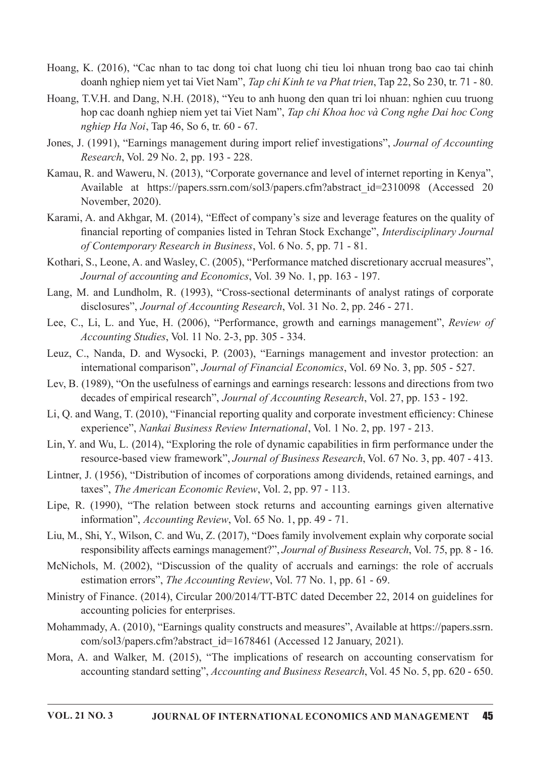Hoang, K. (2016), "Cac nhan to tac dong toi chat luong chi tieu loi nhuan trong bao cao tai chinh doanh nghiep niem yet tai Viet Nam", *Tap chi Kinh te va Phat trien*, Tap 22, So 230, tr. 71 - 80.

Hoang, T.V.H. and Dang, N.H. (2018), "Yeu to anh huong den quan tri loi nhuan: nghien cuu truong hop cac doanh nghiep niem yet tai Viet Nam", *Tap chi Khoa hoc và Cong nghe Dai hoc Cong nghiep Ha Noi*, Tap 46, So 6, tr. 60 - 67.

Jones, J. (1991), "Earnings management during import relief investigations", *Journal of Accounting Research*, Vol. 29 No. 2, pp. 193 - 228.

Kamau, R. and Waweru, N. (2013), "Corporate governance and level of internet reporting in Kenya", Available at https://papers.ssrn.com/sol3/papers.cfm?abstract_id=2310098 (Accessed 20 November, 2020).

Karami, A. and Akhgar, M. (2014), "Effect of company's size and leverage features on the quality of financial reporting of companies listed in Tehran Stock Exchange", *Interdisciplinary Journal of Contemporary Research in Business*, Vol. 6 No. 5, pp. 71 - 81.

Kothari, S., Leone, A. and Wasley, C. (2005), "Performance matched discretionary accrual measures", *Journal of accounting and Economics*, Vol. 39 No. 1, pp. 163 - 197.

Lang, M. and Lundholm, R. (1993), "Cross-sectional determinants of analyst ratings of corporate disclosures", *Journal of Accounting Research*, Vol. 31 No. 2, pp. 246 - 271.

Lee, C., Li, L. and Yue, H. (2006), "Performance, growth and earnings management", *Review of Accounting Studies*, Vol. 11 No. 2-3, pp. 305 - 334.

Leuz, C., Nanda, D. and Wysocki, P. (2003), "Earnings management and investor protection: an international comparison", *Journal of Financial Economics*, Vol. 69 No. 3, pp. 505 - 527.

Lev, B. (1989), "On the usefulness of earnings and earnings research: lessons and directions from two decades of empirical research", *Journal of Accounting Research*, Vol. 27, pp. 153 - 192.

Li, Q. and Wang, T. (2010), "Financial reporting quality and corporate investment efficiency: Chinese experience", *Nankai Business Review International*, Vol. 1 No. 2, pp. 197 - 213.

Lin, Y. and Wu, L. (2014), "Exploring the role of dynamic capabilities in firm performance under the resource-based view framework", *Journal of Business Research*, Vol. 67 No. 3, pp. 407 - 413.

Lintner, J. (1956), "Distribution of incomes of corporations among dividends, retained earnings, and taxes", *The American Economic Review*, Vol. 2, pp. 97 - 113.

Lipe, R. (1990), "The relation between stock returns and accounting earnings given alternative information", *Accounting Review*, Vol. 65 No. 1, pp. 49 - 71.

Liu, M., Shi, Y., Wilson, C. and Wu, Z. (2017), "Does family involvement explain why corporate social responsibility affects earnings management?", *Journal of Business Research*, Vol. 75, pp. 8 - 16.

McNichols, M. (2002), "Discussion of the quality of accruals and earnings: the role of accruals estimation errors", *The Accounting Review*, Vol. 77 No. 1, pp. 61 - 69.

Ministry of Finance. (2014), Circular 200/2014/TT-BTC dated December 22, 2014 on guidelines for accounting policies for enterprises.

Mohammady, A. (2010), "Earnings quality constructs and measures", Available at https://papers.ssrn.com/sol3/papers.cfm?abstract_id=1678461 (Accessed 12 January, 2021).

Mora, A. and Walker, M. (2015), "The implications of research on accounting conservatism for accounting standard setting", *Accounting and Business Research*, Vol. 45 No. 5, pp. 620 - 650.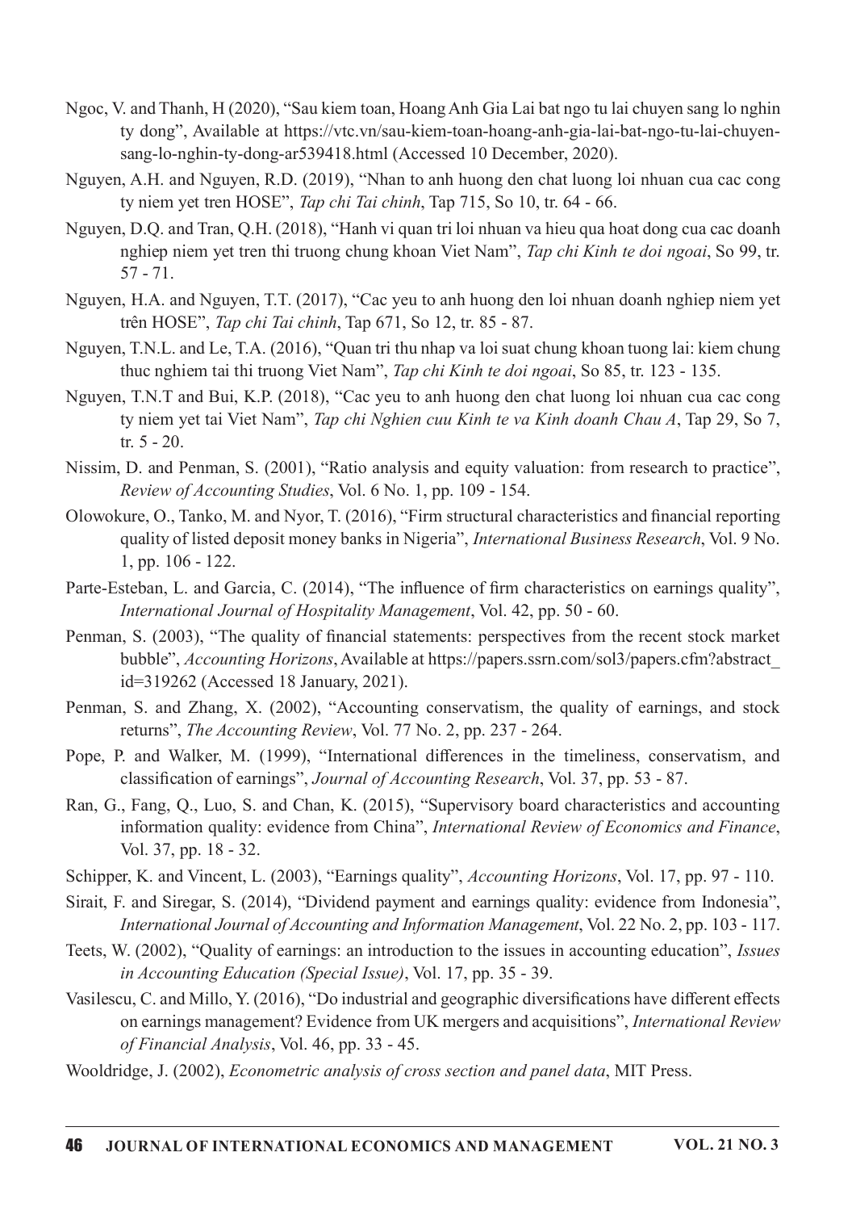Ngoc, V. and Thanh, H (2020), "Sau kiem toan, Hoang Anh Gia Lai bat ngo tu lai chuyen sang lo nghin ty dong", Available at https://vtc.vn/sau-kiem-toan-hoang-anh-gia-lai-bat-ngo-tu-lai-chuyen-sang-lo-nghin-ty-dong-ar539418.html (Accessed 10 December, 2020).

Nguyen, A.H. and Nguyen, R.D. (2019), "Nhan to anh huong den chat luong loi nhuan cua cac cong ty niem yet tren HOSE", *Tap chi Tai chinh*, Tap 715, So 10, tr. 64 - 66.

Nguyen, D.Q. and Tran, Q.H. (2018), "Hanh vi quan tri loi nhuan va hieu qua hoat dong cua cac doanh nghiep niem yet tren thi truong chung khoan Viet Nam", *Tap chi Kinh te doi ngoai*, So 99, tr. 57 - 71.

Nguyen, H.A. and Nguyen, T.T. (2017), "Cac yeu to anh huong den loi nhuan doanh nghiep niem yet trên HOSE", *Tap chi Tai chinh*, Tap 671, So 12, tr. 85 - 87.

Nguyen, T.N.L. and Le, T.A. (2016), "Quan tri thu nhap va loi suat chung khoan tuong lai: kiem chung thuc nghiem tai thi truong Viet Nam", *Tap chi Kinh te doi ngoai*, So 85, tr. 123 - 135.

Nguyen, T.N.T and Bui, K.P. (2018), "Cac yeu to anh huong den chat luong loi nhuan cua cac cong ty niem yet tai Viet Nam", *Tap chi Nghien cuu Kinh te va Kinh doanh Chau A*, Tap 29, So 7, tr. 5 - 20.

Nissim, D. and Penman, S. (2001), "Ratio analysis and equity valuation: from research to practice", *Review of Accounting Studies*, Vol. 6 No. 1, pp. 109 - 154.

Olowokure, O., Tanko, M. and Nyor, T. (2016), "Firm structural characteristics and financial reporting quality of listed deposit money banks in Nigeria", *International Business Research*, Vol. 9 No. 1, pp. 106 - 122.

Parte-Esteban, L. and Garcia, C. (2014), "The influence of firm characteristics on earnings quality", *International Journal of Hospitality Management*, Vol. 42, pp. 50 - 60.

Penman, S. (2003), "The quality of financial statements: perspectives from the recent stock market bubble", *Accounting Horizons*, Available at https://papers.ssrn.com/sol3/papers.cfm?abstract_id=319262 (Accessed 18 January, 2021).

Penman, S. and Zhang, X. (2002), "Accounting conservatism, the quality of earnings, and stock returns", *The Accounting Review*, Vol. 77 No. 2, pp. 237 - 264.

Pope, P. and Walker, M. (1999), "International differences in the timeliness, conservatism, and classification of earnings", *Journal of Accounting Research*, Vol. 37, pp. 53 - 87.

Ran, G., Fang, Q., Luo, S. and Chan, K. (2015), "Supervisory board characteristics and accounting information quality: evidence from China", *International Review of Economics and Finance*, Vol. 37, pp. 18 - 32.

Schipper, K. and Vincent, L. (2003), "Earnings quality", *Accounting Horizons*, Vol. 17, pp. 97 - 110.

Sirait, F. and Siregar, S. (2014), "Dividend payment and earnings quality: evidence from Indonesia", *International Journal of Accounting and Information Management*, Vol. 22 No. 2, pp. 103 - 117.

Teets, W. (2002), "Quality of earnings: an introduction to the issues in accounting education", *Issues in Accounting Education (Special Issue)*, Vol. 17, pp. 35 - 39.

Vasilescu, C. and Millo, Y. (2016), "Do industrial and geographic diversifications have different effects on earnings management? Evidence from UK mergers and acquisitions", *International Review of Financial Analysis*, Vol. 46, pp. 33 - 45.

Wooldridge, J. (2002), *Econometric analysis of cross section and panel data*, MIT Press.